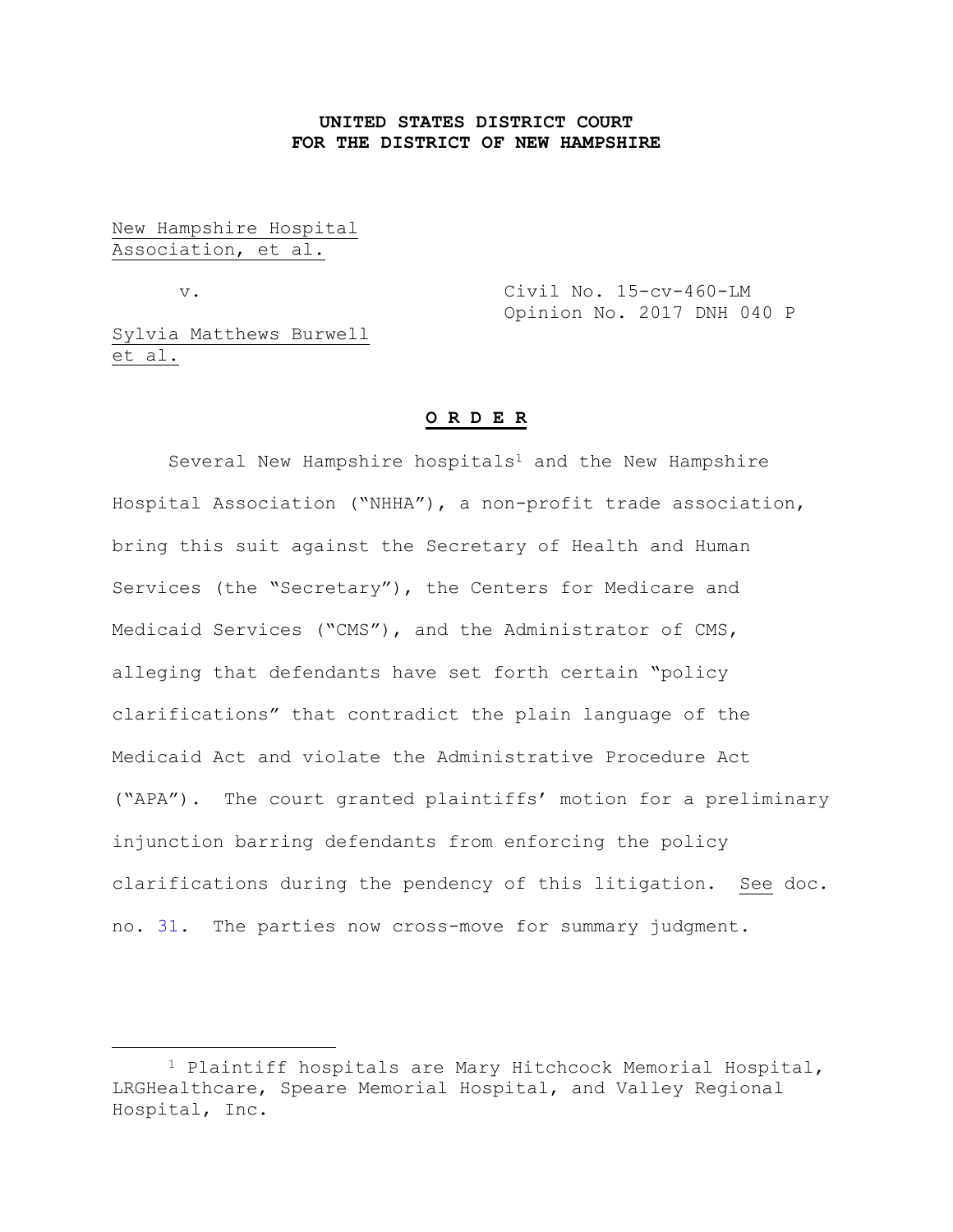**UNITED STATES DISTRICT COURT**
**FOR THE DISTRICT OF NEW HAMPSHIRE**

New Hampshire Hospital Association, et al.

v. Civil No. 15-cv-460-LM
Opinion No. 2017 DNH 040 P

Sylvia Matthews Burwell et al.

**O R D E R**

Several New Hampshire hospitals[1] and the New Hampshire Hospital Association ("NHHA"), a non-profit trade association, bring this suit against the Secretary of Health and Human Services (the "Secretary"), the Centers for Medicare and Medicaid Services ("CMS"), and the Administrator of CMS, alleging that defendants have set forth certain "policy clarifications" that contradict the plain language of the Medicaid Act and violate the Administrative Procedure Act ("APA"). The court granted plaintiffs' motion for a preliminary injunction barring defendants from enforcing the policy clarifications during the pendency of this litigation. See doc. no. 31. The parties now cross-move for summary judgment.

[1] Plaintiff hospitals are Mary Hitchcock Memorial Hospital, LRGHealthcare, Speare Memorial Hospital, and Valley Regional Hospital, Inc.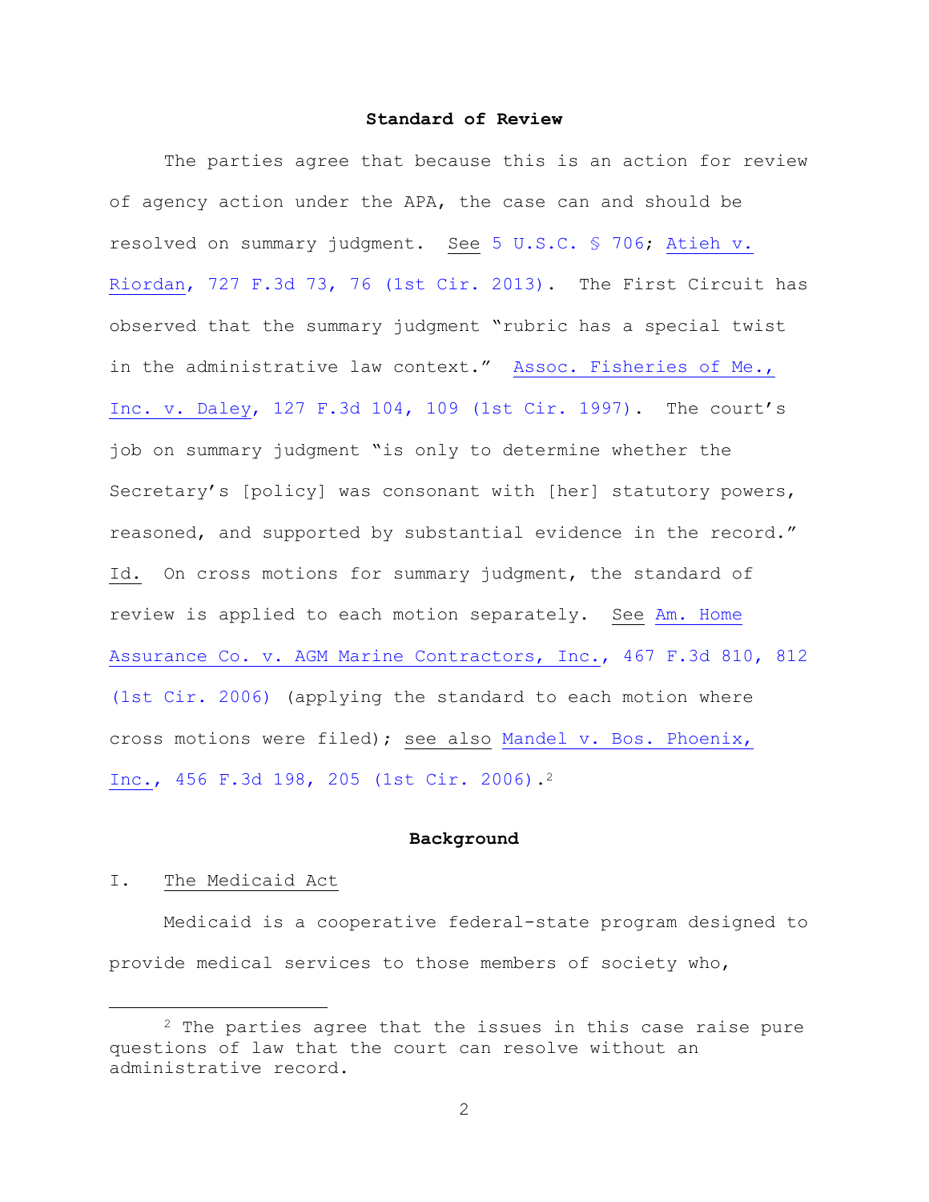## Standard of Review

The parties agree that because this is an action for review of agency action under the APA, the case can and should be resolved on summary judgment. See 5 U.S.C. § 706; Atieh v. Riordan, 727 F.3d 73, 76 (1st Cir. 2013). The First Circuit has observed that the summary judgment "rubric has a special twist in the administrative law context." Assoc. Fisheries of Me., Inc. v. Daley, 127 F.3d 104, 109 (1st Cir. 1997). The court's job on summary judgment "is only to determine whether the Secretary's [policy] was consonant with [her] statutory powers, reasoned, and supported by substantial evidence in the record." Id. On cross motions for summary judgment, the standard of review is applied to each motion separately. See Am. Home Assurance Co. v. AGM Marine Contractors, Inc., 467 F.3d 810, 812 (1st Cir. 2006) (applying the standard to each motion where cross motions were filed); see also Mandel v. Bos. Phoenix, Inc., 456 F.3d 198, 205 (1st Cir. 2006).[2]

## Background

### I. The Medicaid Act

Medicaid is a cooperative federal-state program designed to provide medical services to those members of society who,

[2] The parties agree that the issues in this case raise pure questions of law that the court can resolve without an administrative record.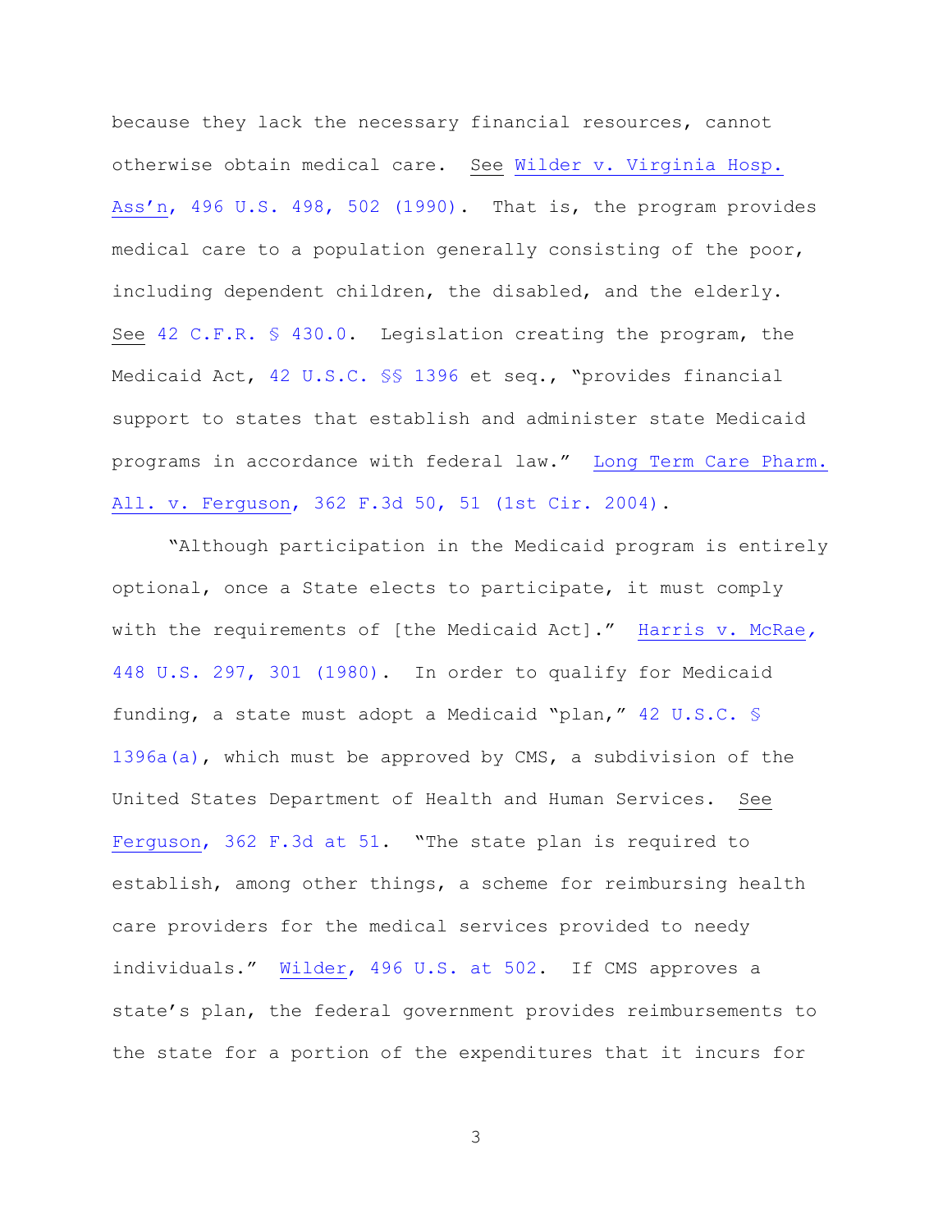because they lack the necessary financial resources, cannot otherwise obtain medical care. See Wilder v. Virginia Hosp. Ass'n, 496 U.S. 498, 502 (1990). That is, the program provides medical care to a population generally consisting of the poor, including dependent children, the disabled, and the elderly. See 42 C.F.R. § 430.0. Legislation creating the program, the Medicaid Act, 42 U.S.C. §§ 1396 et seq., "provides financial support to states that establish and administer state Medicaid programs in accordance with federal law." Long Term Care Pharm. All. v. Ferguson, 362 F.3d 50, 51 (1st Cir. 2004).

"Although participation in the Medicaid program is entirely optional, once a State elects to participate, it must comply with the requirements of [the Medicaid Act]." Harris v. McRae, 448 U.S. 297, 301 (1980). In order to qualify for Medicaid funding, a state must adopt a Medicaid "plan," 42 U.S.C. § 1396a(a), which must be approved by CMS, a subdivision of the United States Department of Health and Human Services. See Ferguson, 362 F.3d at 51. "The state plan is required to establish, among other things, a scheme for reimbursing health care providers for the medical services provided to needy individuals." Wilder, 496 U.S. at 502. If CMS approves a state's plan, the federal government provides reimbursements to the state for a portion of the expenditures that it incurs for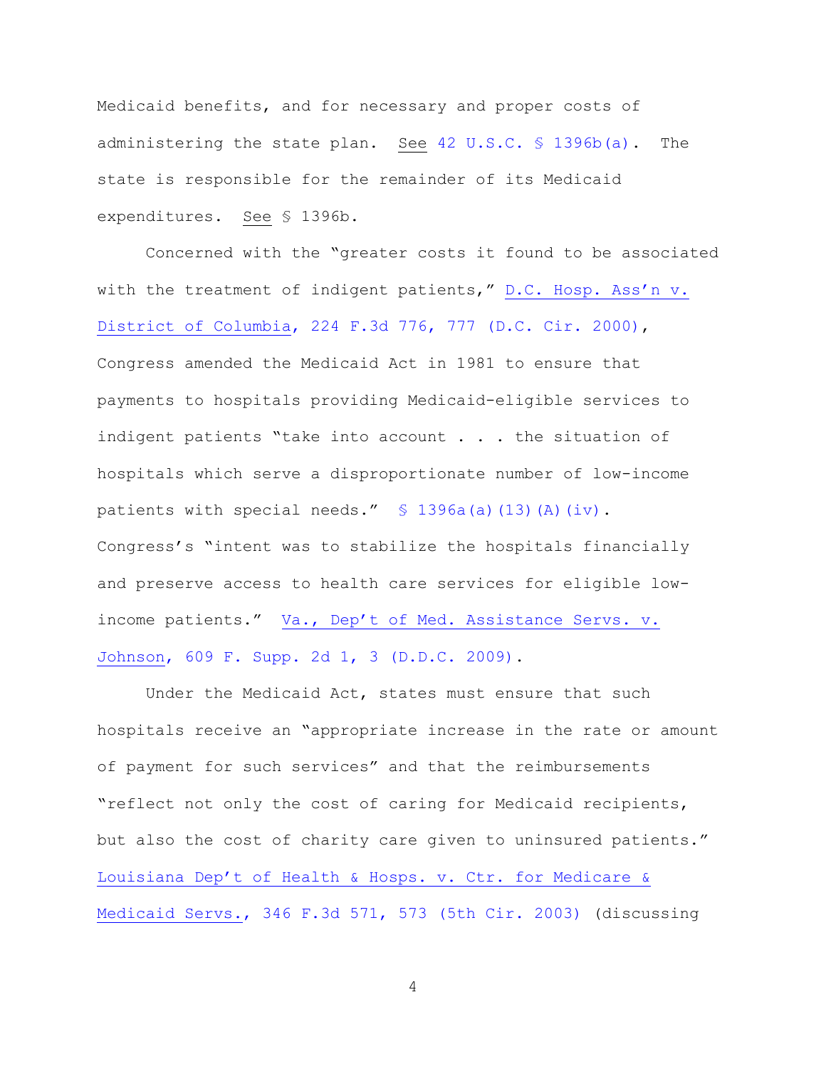Medicaid benefits, and for necessary and proper costs of administering the state plan. See 42 U.S.C. § 1396b(a). The state is responsible for the remainder of its Medicaid expenditures. See § 1396b.

Concerned with the "greater costs it found to be associated with the treatment of indigent patients," D.C. Hosp. Ass'n v. District of Columbia, 224 F.3d 776, 777 (D.C. Cir. 2000), Congress amended the Medicaid Act in 1981 to ensure that payments to hospitals providing Medicaid-eligible services to indigent patients "take into account . . . the situation of hospitals which serve a disproportionate number of low-income patients with special needs." § 1396a(a)(13)(A)(iv). Congress's "intent was to stabilize the hospitals financially and preserve access to health care services for eligible low-income patients." Va., Dep't of Med. Assistance Servs. v. Johnson, 609 F. Supp. 2d 1, 3 (D.D.C. 2009).

Under the Medicaid Act, states must ensure that such hospitals receive an "appropriate increase in the rate or amount of payment for such services" and that the reimbursements "reflect not only the cost of caring for Medicaid recipients, but also the cost of charity care given to uninsured patients." Louisiana Dep't of Health & Hosps. v. Ctr. for Medicare & Medicaid Servs., 346 F.3d 571, 573 (5th Cir. 2003) (discussing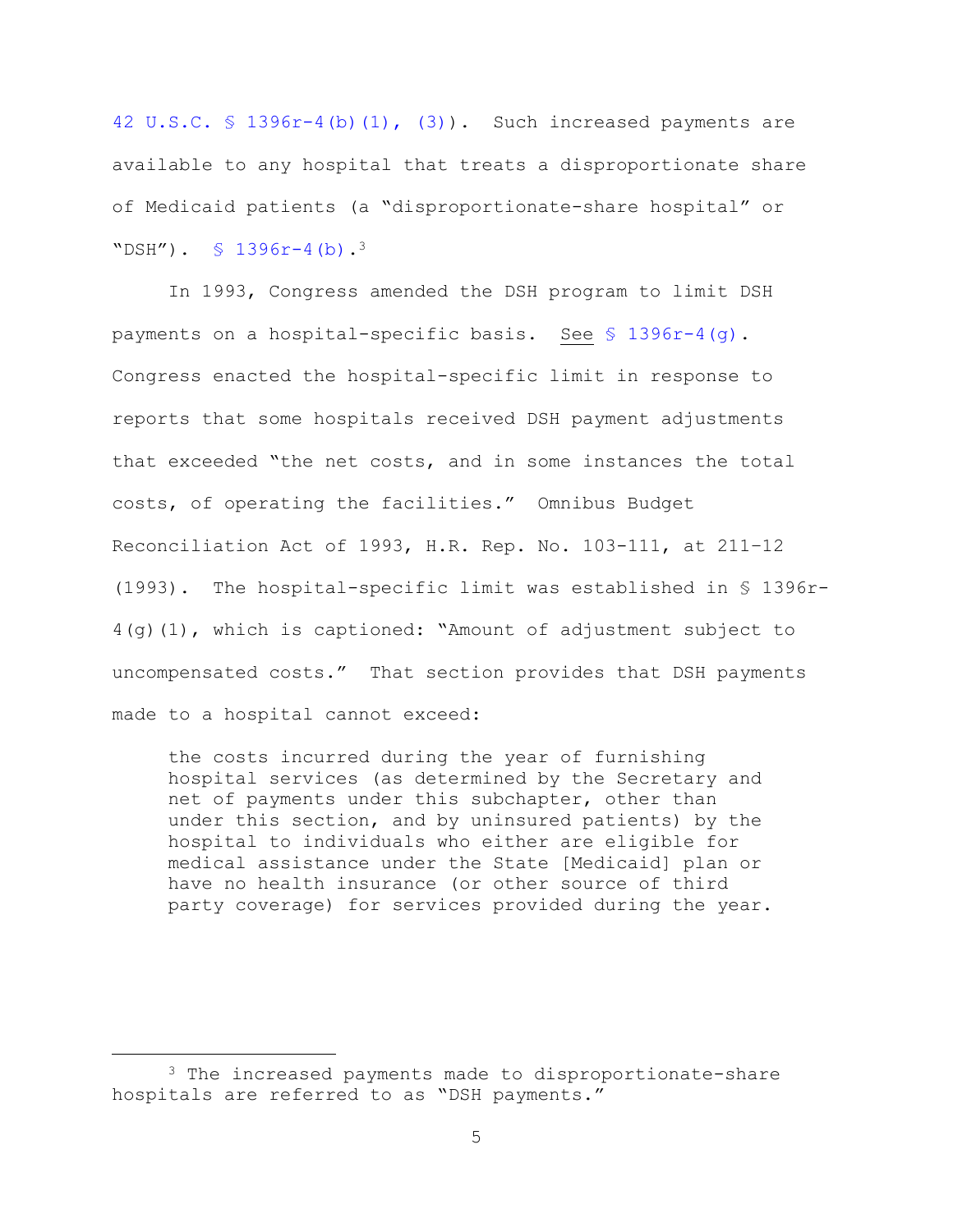42 U.S.C. § 1396r-4(b)(1), (3)). Such increased payments are available to any hospital that treats a disproportionate share of Medicaid patients (a "disproportionate-share hospital" or "DSH"). § 1396r-4(b).[3]

In 1993, Congress amended the DSH program to limit DSH payments on a hospital-specific basis. See § 1396r-4(g). Congress enacted the hospital-specific limit in response to reports that some hospitals received DSH payment adjustments that exceeded "the net costs, and in some instances the total costs, of operating the facilities." Omnibus Budget Reconciliation Act of 1993, H.R. Rep. No. 103-111, at 211–12 (1993). The hospital-specific limit was established in § 1396r-4(g)(1), which is captioned: "Amount of adjustment subject to uncompensated costs." That section provides that DSH payments made to a hospital cannot exceed:

> the costs incurred during the year of furnishing hospital services (as determined by the Secretary and net of payments under this subchapter, other than under this section, and by uninsured patients) by the hospital to individuals who either are eligible for medical assistance under the State [Medicaid] plan or have no health insurance (or other source of third party coverage) for services provided during the year.

---

[3] The increased payments made to disproportionate-share hospitals are referred to as "DSH payments."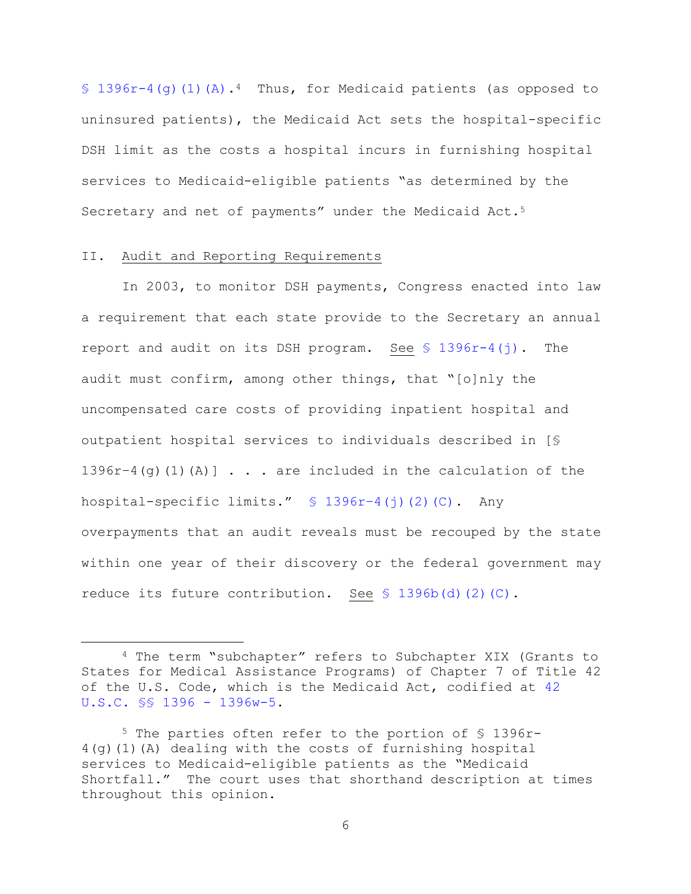§ 1396r-4(g)(1)(A).[4] Thus, for Medicaid patients (as opposed to uninsured patients), the Medicaid Act sets the hospital-specific DSH limit as the costs a hospital incurs in furnishing hospital services to Medicaid-eligible patients "as determined by the Secretary and net of payments" under the Medicaid Act.[5]

II. <u>Audit and Reporting Requirements</u>

In 2003, to monitor DSH payments, Congress enacted into law a requirement that each state provide to the Secretary an annual report and audit on its DSH program. <u>See</u> § 1396r-4(j). The audit must confirm, among other things, that "[o]nly the uncompensated care costs of providing inpatient hospital and outpatient hospital services to individuals described in [§ 1396r-4(g)(1)(A)] . . . are included in the calculation of the hospital-specific limits." § 1396r-4(j)(2)(C). Any overpayments that an audit reveals must be recouped by the state within one year of their discovery or the federal government may reduce its future contribution. <u>See</u> § 1396b(d)(2)(C).

---

[4] The term "subchapter" refers to Subchapter XIX (Grants to States for Medical Assistance Programs) of Chapter 7 of Title 42 of the U.S. Code, which is the Medicaid Act, codified at 42 U.S.C. §§ 1396 - 1396w-5.

[5] The parties often refer to the portion of § 1396r-4(g)(1)(A) dealing with the costs of furnishing hospital services to Medicaid-eligible patients as the "Medicaid Shortfall." The court uses that shorthand description at times throughout this opinion.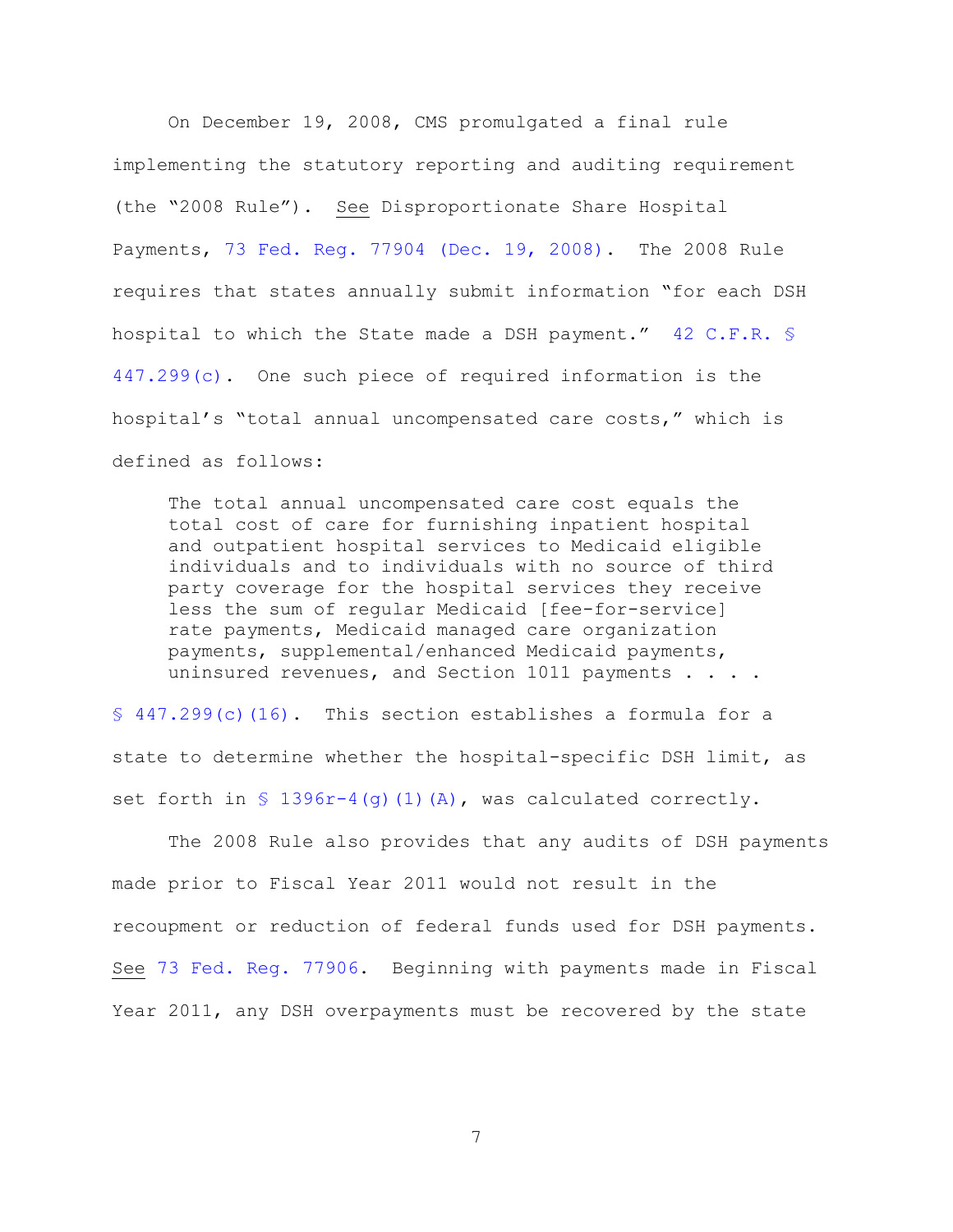On December 19, 2008, CMS promulgated a final rule implementing the statutory reporting and auditing requirement (the "2008 Rule"). See Disproportionate Share Hospital Payments, 73 Fed. Reg. 77904 (Dec. 19, 2008). The 2008 Rule requires that states annually submit information "for each DSH hospital to which the State made a DSH payment." 42 C.F.R. § 447.299(c). One such piece of required information is the hospital's "total annual uncompensated care costs," which is defined as follows:

> The total annual uncompensated care cost equals the total cost of care for furnishing inpatient hospital and outpatient hospital services to Medicaid eligible individuals and to individuals with no source of third party coverage for the hospital services they receive less the sum of regular Medicaid [fee-for-service] rate payments, Medicaid managed care organization payments, supplemental/enhanced Medicaid payments, uninsured revenues, and Section 1011 payments . . . .

§ 447.299(c)(16). This section establishes a formula for a state to determine whether the hospital-specific DSH limit, as set forth in § 1396r-4(g)(1)(A), was calculated correctly.

The 2008 Rule also provides that any audits of DSH payments made prior to Fiscal Year 2011 would not result in the recoupment or reduction of federal funds used for DSH payments. See 73 Fed. Reg. 77906. Beginning with payments made in Fiscal Year 2011, any DSH overpayments must be recovered by the state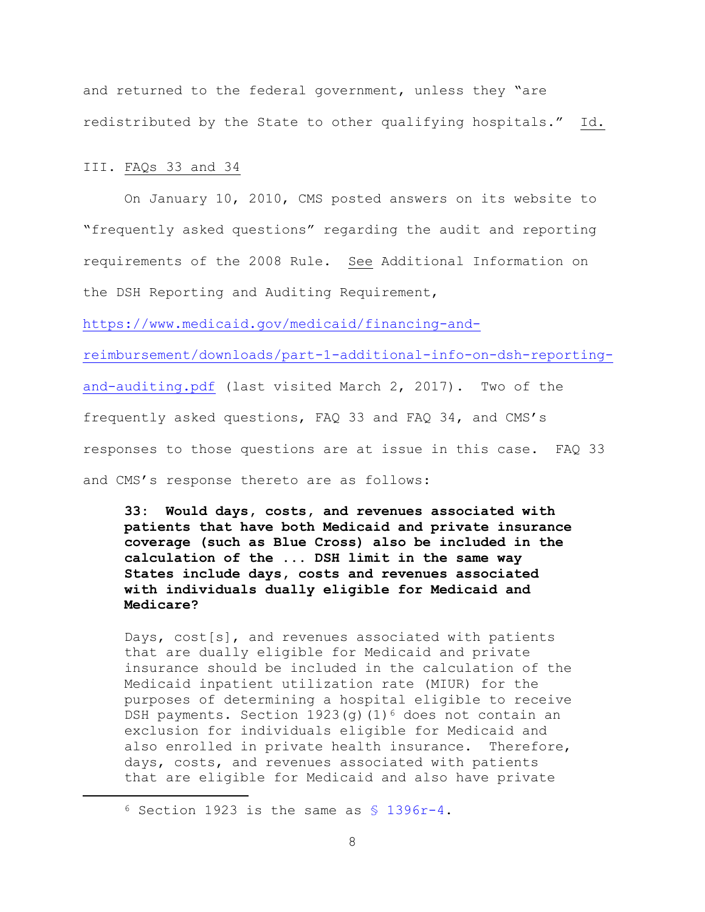and returned to the federal government, unless they "are redistributed by the State to other qualifying hospitals." Id.

## III. FAQs 33 and 34

On January 10, 2010, CMS posted answers on its website to "frequently asked questions" regarding the audit and reporting requirements of the 2008 Rule. See Additional Information on the DSH Reporting and Auditing Requirement, https://www.medicaid.gov/medicaid/financing-and-reimbursement/downloads/part-1-additional-info-on-dsh-reporting-and-auditing.pdf (last visited March 2, 2017). Two of the frequently asked questions, FAQ 33 and FAQ 34, and CMS's responses to those questions are at issue in this case. FAQ 33 and CMS's response thereto are as follows:

> **33: Would days, costs, and revenues associated with patients that have both Medicaid and private insurance coverage (such as Blue Cross) also be included in the calculation of the ... DSH limit in the same way States include days, costs and revenues associated with individuals dually eligible for Medicaid and Medicare?**
>
> Days, cost[s], and revenues associated with patients that are dually eligible for Medicaid and private insurance should be included in the calculation of the Medicaid inpatient utilization rate (MIUR) for the purposes of determining a hospital eligible to receive DSH payments. Section 1923(g)(1)[6] does not contain an exclusion for individuals eligible for Medicaid and also enrolled in private health insurance. Therefore, days, costs, and revenues associated with patients that are eligible for Medicaid and also have private

[6] Section 1923 is the same as § 1396r-4.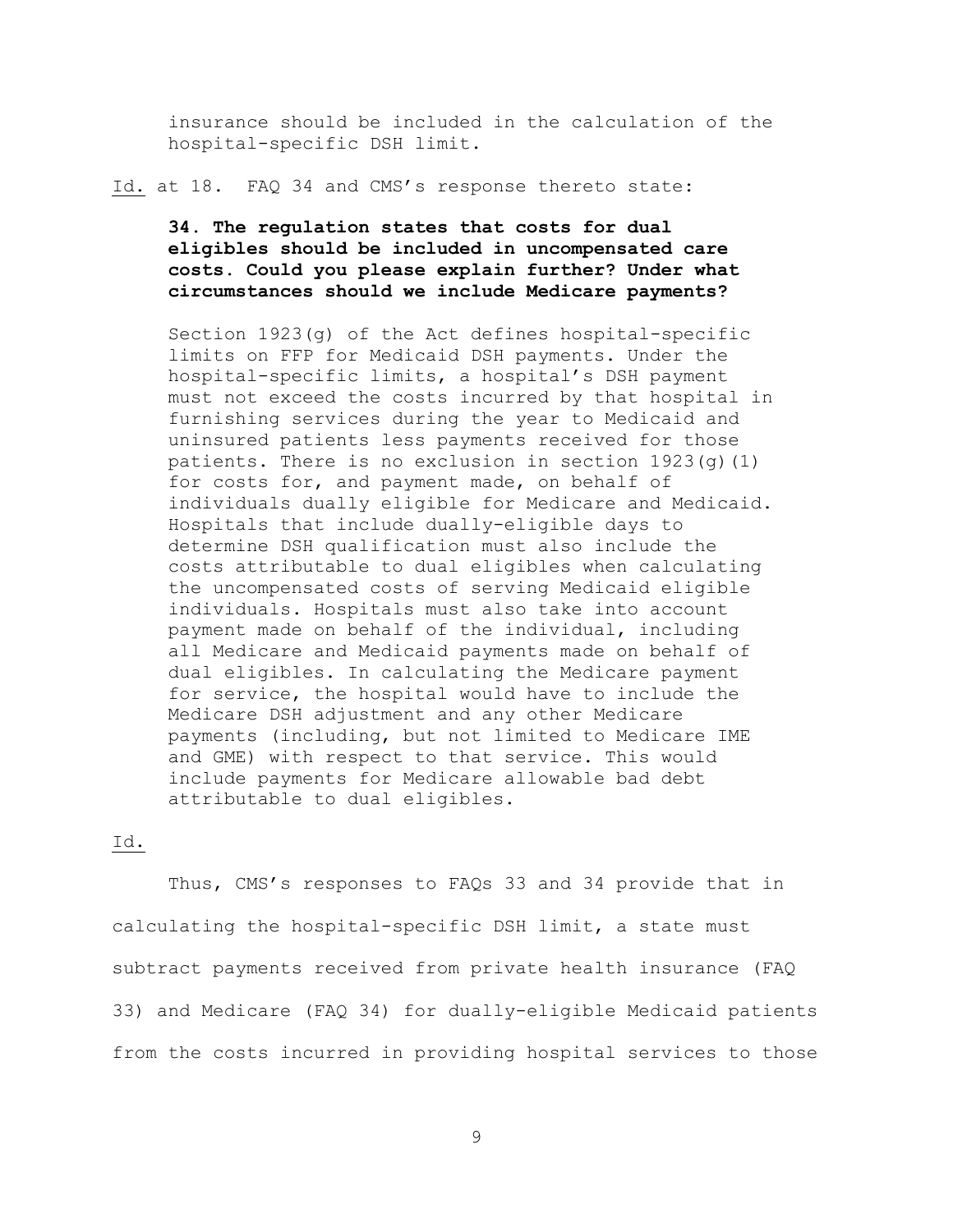> insurance should be included in the calculation of the hospital-specific DSH limit.

Id. at 18. FAQ 34 and CMS's response thereto state:

> **34. The regulation states that costs for dual eligibles should be included in uncompensated care costs. Could you please explain further? Under what circumstances should we include Medicare payments?**
>
> Section 1923(g) of the Act defines hospital-specific limits on FFP for Medicaid DSH payments. Under the hospital-specific limits, a hospital's DSH payment must not exceed the costs incurred by that hospital in furnishing services during the year to Medicaid and uninsured patients less payments received for those patients. There is no exclusion in section 1923(g)(1) for costs for, and payment made, on behalf of individuals dually eligible for Medicare and Medicaid. Hospitals that include dually-eligible days to determine DSH qualification must also include the costs attributable to dual eligibles when calculating the uncompensated costs of serving Medicaid eligible individuals. Hospitals must also take into account payment made on behalf of the individual, including all Medicare and Medicaid payments made on behalf of dual eligibles. In calculating the Medicare payment for service, the hospital would have to include the Medicare DSH adjustment and any other Medicare payments (including, but not limited to Medicare IME and GME) with respect to that service. This would include payments for Medicare allowable bad debt attributable to dual eligibles.

Id.

Thus, CMS's responses to FAQs 33 and 34 provide that in calculating the hospital-specific DSH limit, a state must subtract payments received from private health insurance (FAQ 33) and Medicare (FAQ 34) for dually-eligible Medicaid patients from the costs incurred in providing hospital services to those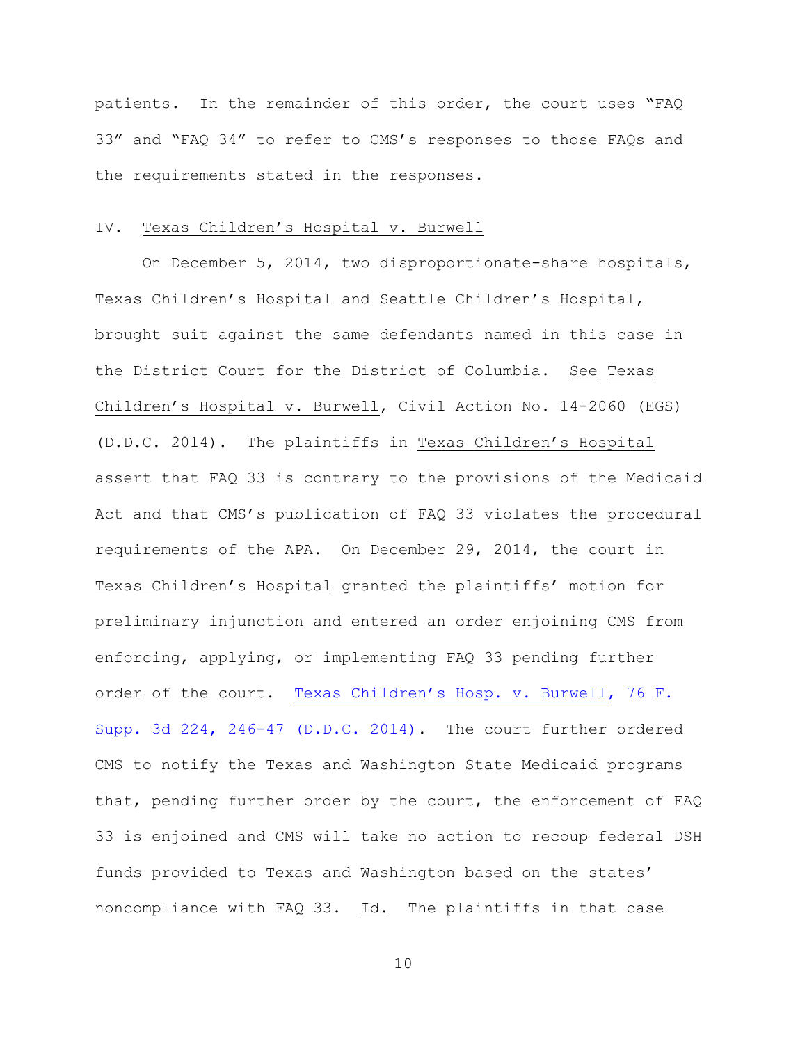patients. In the remainder of this order, the court uses "FAQ 33" and "FAQ 34" to refer to CMS's responses to those FAQs and the requirements stated in the responses.

## IV. Texas Children's Hospital v. Burwell

On December 5, 2014, two disproportionate-share hospitals, Texas Children's Hospital and Seattle Children's Hospital, brought suit against the same defendants named in this case in the District Court for the District of Columbia. *See* *Texas Children's Hospital v. Burwell*, Civil Action No. 14-2060 (EGS) (D.D.C. 2014). The plaintiffs in *Texas Children's Hospital* assert that FAQ 33 is contrary to the provisions of the Medicaid Act and that CMS's publication of FAQ 33 violates the procedural requirements of the APA. On December 29, 2014, the court in *Texas Children's Hospital* granted the plaintiffs' motion for preliminary injunction and entered an order enjoining CMS from enforcing, applying, or implementing FAQ 33 pending further order of the court. *Texas Children's Hosp. v. Burwell*, 76 F. Supp. 3d 224, 246-47 (D.D.C. 2014). The court further ordered CMS to notify the Texas and Washington State Medicaid programs that, pending further order by the court, the enforcement of FAQ 33 is enjoined and CMS will take no action to recoup federal DSH funds provided to Texas and Washington based on the states' noncompliance with FAQ 33. *Id.* The plaintiffs in that case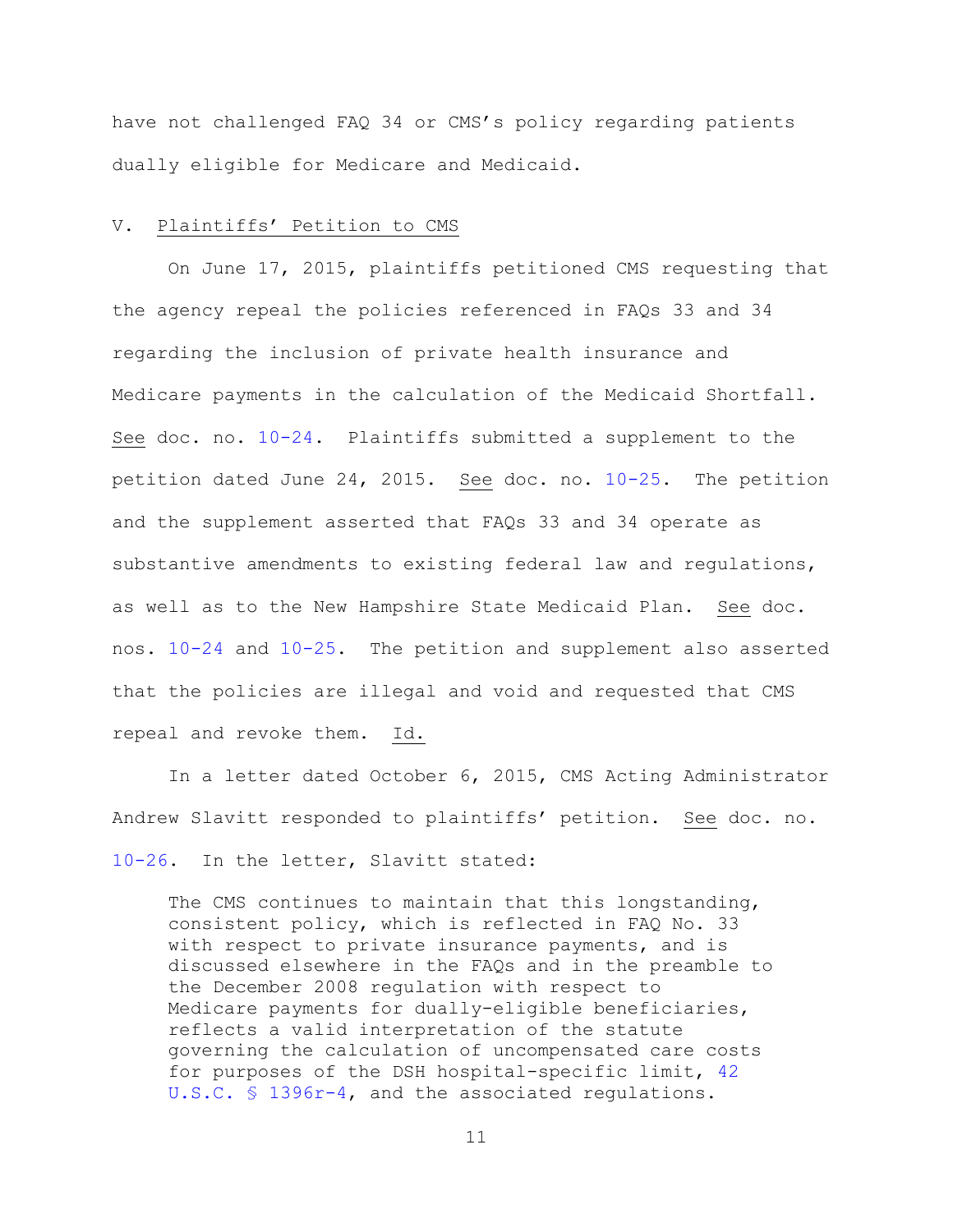have not challenged FAQ 34 or CMS's policy regarding patients dually eligible for Medicare and Medicaid.

V. Plaintiffs' Petition to CMS

On June 17, 2015, plaintiffs petitioned CMS requesting that the agency repeal the policies referenced in FAQs 33 and 34 regarding the inclusion of private health insurance and Medicare payments in the calculation of the Medicaid Shortfall. See doc. no. 10-24. Plaintiffs submitted a supplement to the petition dated June 24, 2015. See doc. no. 10-25. The petition and the supplement asserted that FAQs 33 and 34 operate as substantive amendments to existing federal law and regulations, as well as to the New Hampshire State Medicaid Plan. See doc. nos. 10-24 and 10-25. The petition and supplement also asserted that the policies are illegal and void and requested that CMS repeal and revoke them. Id.

In a letter dated October 6, 2015, CMS Acting Administrator Andrew Slavitt responded to plaintiffs' petition. See doc. no. 10-26. In the letter, Slavitt stated:

> The CMS continues to maintain that this longstanding, consistent policy, which is reflected in FAQ No. 33 with respect to private insurance payments, and is discussed elsewhere in the FAQs and in the preamble to the December 2008 regulation with respect to Medicare payments for dually-eligible beneficiaries, reflects a valid interpretation of the statute governing the calculation of uncompensated care costs for purposes of the DSH hospital-specific limit, 42 U.S.C. § 1396r-4, and the associated regulations.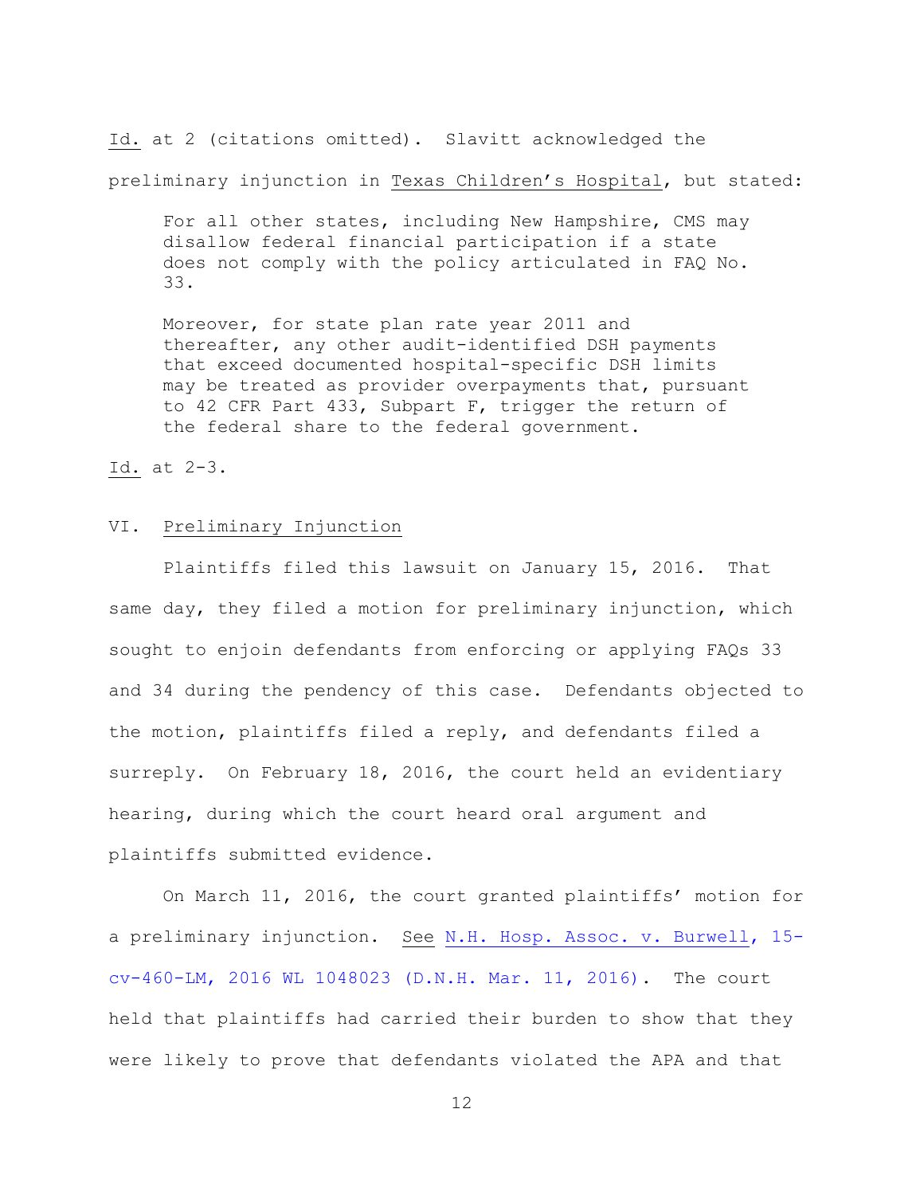Id. at 2 (citations omitted). Slavitt acknowledged the preliminary injunction in Texas Children's Hospital, but stated:

> For all other states, including New Hampshire, CMS may disallow federal financial participation if a state does not comply with the policy articulated in FAQ No. 33.
>
> Moreover, for state plan rate year 2011 and thereafter, any other audit-identified DSH payments that exceed documented hospital-specific DSH limits may be treated as provider overpayments that, pursuant to 42 CFR Part 433, Subpart F, trigger the return of the federal share to the federal government.

Id. at 2-3.

## VI. Preliminary Injunction

Plaintiffs filed this lawsuit on January 15, 2016. That same day, they filed a motion for preliminary injunction, which sought to enjoin defendants from enforcing or applying FAQs 33 and 34 during the pendency of this case. Defendants objected to the motion, plaintiffs filed a reply, and defendants filed a surreply. On February 18, 2016, the court held an evidentiary hearing, during which the court heard oral argument and plaintiffs submitted evidence.

On March 11, 2016, the court granted plaintiffs' motion for a preliminary injunction. See N.H. Hosp. Assoc. v. Burwell, 15-cv-460-LM, 2016 WL 1048023 (D.N.H. Mar. 11, 2016). The court held that plaintiffs had carried their burden to show that they were likely to prove that defendants violated the APA and that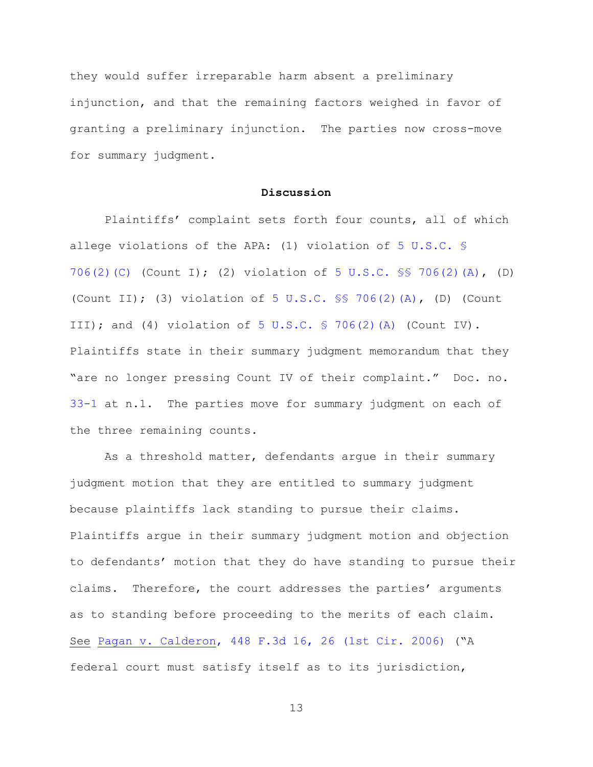they would suffer irreparable harm absent a preliminary injunction, and that the remaining factors weighed in favor of granting a preliminary injunction. The parties now cross-move for summary judgment.

**Discussion**

Plaintiffs' complaint sets forth four counts, all of which allege violations of the APA: (1) violation of 5 U.S.C. § 706(2)(C) (Count I); (2) violation of 5 U.S.C. §§ 706(2)(A), (D) (Count II); (3) violation of 5 U.S.C. §§ 706(2)(A), (D) (Count III); and (4) violation of 5 U.S.C. § 706(2)(A) (Count IV). Plaintiffs state in their summary judgment memorandum that they "are no longer pressing Count IV of their complaint." Doc. no. 33-1 at n.1. The parties move for summary judgment on each of the three remaining counts.

As a threshold matter, defendants argue in their summary judgment motion that they are entitled to summary judgment because plaintiffs lack standing to pursue their claims. Plaintiffs argue in their summary judgment motion and objection to defendants' motion that they do have standing to pursue their claims. Therefore, the court addresses the parties' arguments as to standing before proceeding to the merits of each claim. See Pagan v. Calderon, 448 F.3d 16, 26 (1st Cir. 2006) ("A federal court must satisfy itself as to its jurisdiction,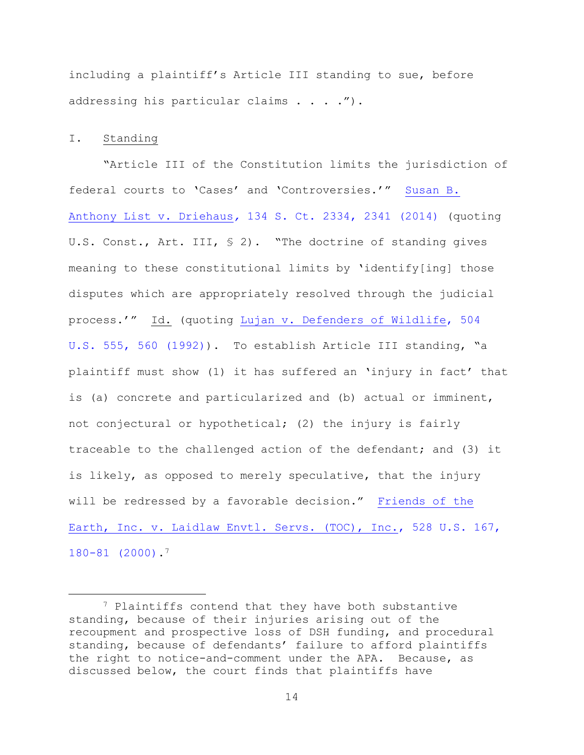including a plaintiff's Article III standing to sue, before addressing his particular claims . . . .").

## I. Standing

"Article III of the Constitution limits the jurisdiction of federal courts to 'Cases' and 'Controversies.'" Susan B. Anthony List v. Driehaus, 134 S. Ct. 2334, 2341 (2014) (quoting U.S. Const., Art. III, § 2). "The doctrine of standing gives meaning to these constitutional limits by 'identify[ing] those disputes which are appropriately resolved through the judicial process.'" Id. (quoting Lujan v. Defenders of Wildlife, 504 U.S. 555, 560 (1992)). To establish Article III standing, "a plaintiff must show (1) it has suffered an 'injury in fact' that is (a) concrete and particularized and (b) actual or imminent, not conjectural or hypothetical; (2) the injury is fairly traceable to the challenged action of the defendant; and (3) it is likely, as opposed to merely speculative, that the injury will be redressed by a favorable decision." Friends of the Earth, Inc. v. Laidlaw Envtl. Servs. (TOC), Inc., 528 U.S. 167, 180-81 (2000).[7]

---

[7] Plaintiffs contend that they have both substantive standing, because of their injuries arising out of the recoupment and prospective loss of DSH funding, and procedural standing, because of defendants' failure to afford plaintiffs the right to notice-and-comment under the APA. Because, as discussed below, the court finds that plaintiffs have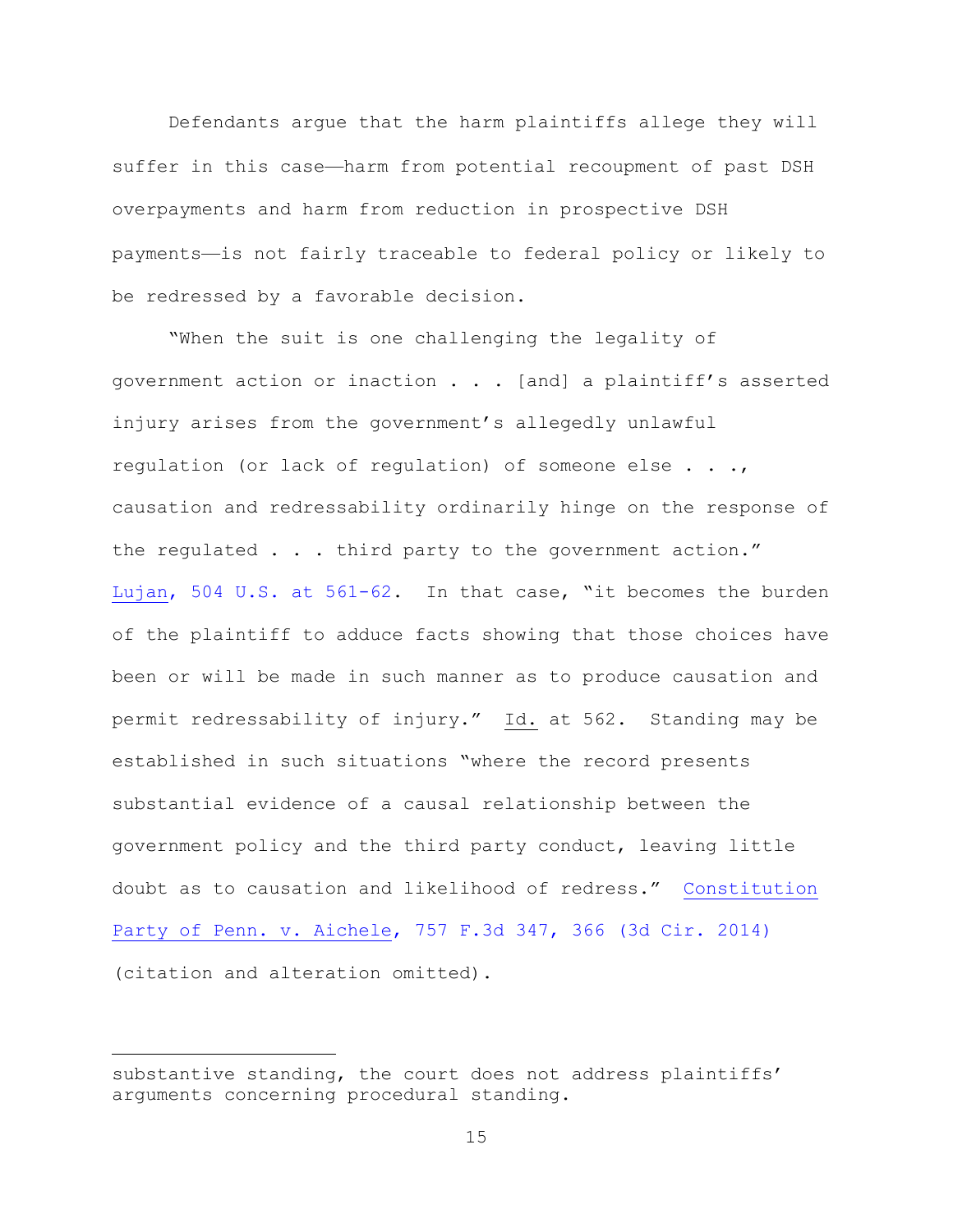Defendants argue that the harm plaintiffs allege they will suffer in this case—harm from potential recoupment of past DSH overpayments and harm from reduction in prospective DSH payments—is not fairly traceable to federal policy or likely to be redressed by a favorable decision.

"When the suit is one challenging the legality of government action or inaction . . . [and] a plaintiff's asserted injury arises from the government's allegedly unlawful regulation (or lack of regulation) of someone else . . ., causation and redressability ordinarily hinge on the response of the regulated . . . third party to the government action." Lujan, 504 U.S. at 561-62. In that case, "it becomes the burden of the plaintiff to adduce facts showing that those choices have been or will be made in such manner as to produce causation and permit redressability of injury." Id. at 562. Standing may be established in such situations "where the record presents substantial evidence of a causal relationship between the government policy and the third party conduct, leaving little doubt as to causation and likelihood of redress." Constitution Party of Penn. v. Aichele, 757 F.3d 347, 366 (3d Cir. 2014) (citation and alteration omitted).

---

substantive standing, the court does not address plaintiffs' arguments concerning procedural standing.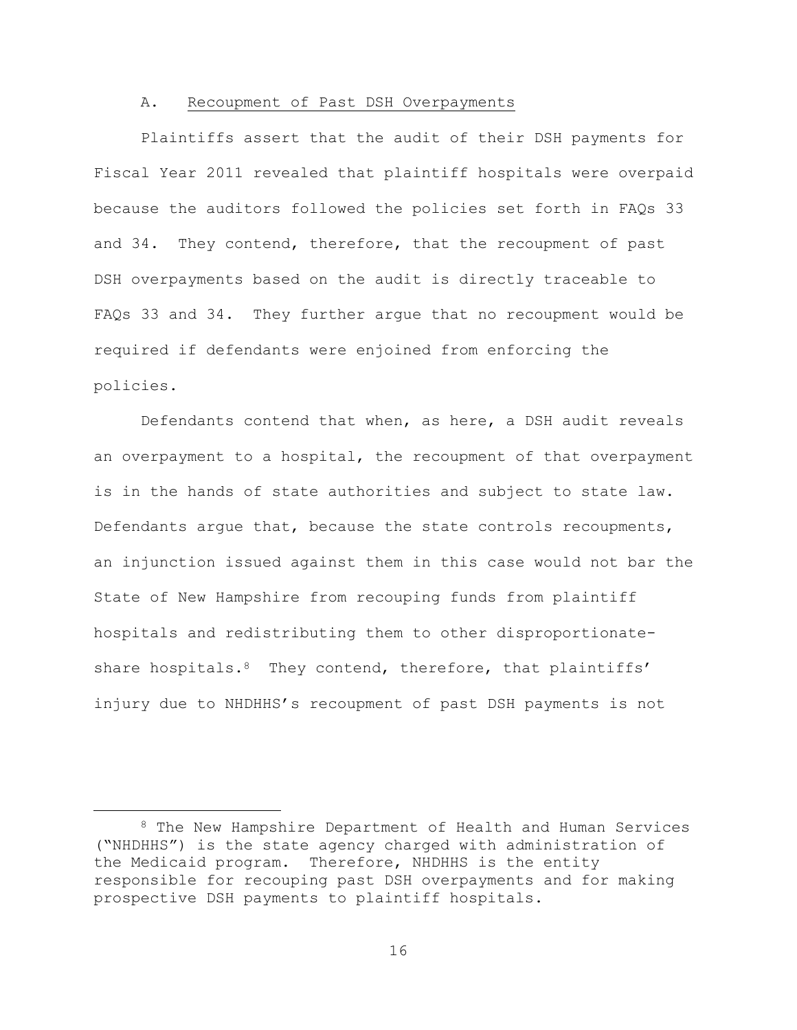### A. Recoupment of Past DSH Overpayments

Plaintiffs assert that the audit of their DSH payments for Fiscal Year 2011 revealed that plaintiff hospitals were overpaid because the auditors followed the policies set forth in FAQs 33 and 34. They contend, therefore, that the recoupment of past DSH overpayments based on the audit is directly traceable to FAQs 33 and 34. They further argue that no recoupment would be required if defendants were enjoined from enforcing the policies.

Defendants contend that when, as here, a DSH audit reveals an overpayment to a hospital, the recoupment of that overpayment is in the hands of state authorities and subject to state law. Defendants argue that, because the state controls recoupments, an injunction issued against them in this case would not bar the State of New Hampshire from recouping funds from plaintiff hospitals and redistributing them to other disproportionate-share hospitals.[8] They contend, therefore, that plaintiffs' injury due to NHDHHS's recoupment of past DSH payments is not

---

[8] The New Hampshire Department of Health and Human Services ("NHDHHS") is the state agency charged with administration of the Medicaid program. Therefore, NHDHHS is the entity responsible for recouping past DSH overpayments and for making prospective DSH payments to plaintiff hospitals.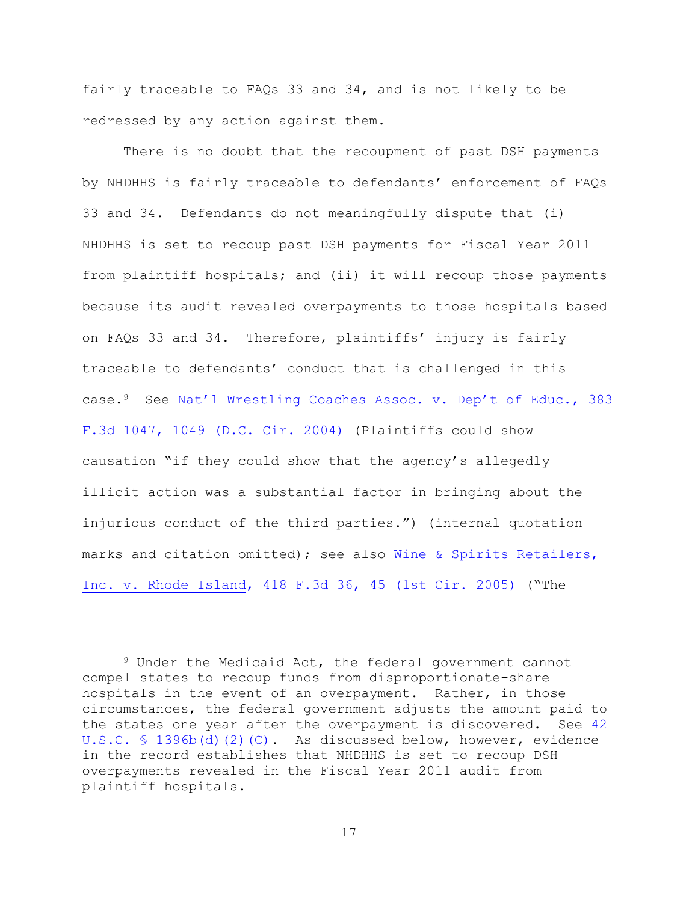fairly traceable to FAQs 33 and 34, and is not likely to be redressed by any action against them.

There is no doubt that the recoupment of past DSH payments by NHDHHS is fairly traceable to defendants' enforcement of FAQs 33 and 34. Defendants do not meaningfully dispute that (i) NHDHHS is set to recoup past DSH payments for Fiscal Year 2011 from plaintiff hospitals; and (ii) it will recoup those payments because its audit revealed overpayments to those hospitals based on FAQs 33 and 34. Therefore, plaintiffs' injury is fairly traceable to defendants' conduct that is challenged in this case.[9] See Nat'l Wrestling Coaches Assoc. v. Dep't of Educ., 383 F.3d 1047, 1049 (D.C. Cir. 2004) (Plaintiffs could show causation "if they could show that the agency's allegedly illicit action was a substantial factor in bringing about the injurious conduct of the third parties.") (internal quotation marks and citation omitted); see also Wine & Spirits Retailers, Inc. v. Rhode Island, 418 F.3d 36, 45 (1st Cir. 2005) ("The

---

[9] Under the Medicaid Act, the federal government cannot compel states to recoup funds from disproportionate-share hospitals in the event of an overpayment. Rather, in those circumstances, the federal government adjusts the amount paid to the states one year after the overpayment is discovered. See 42 U.S.C. § 1396b(d)(2)(C). As discussed below, however, evidence in the record establishes that NHDHHS is set to recoup DSH overpayments revealed in the Fiscal Year 2011 audit from plaintiff hospitals.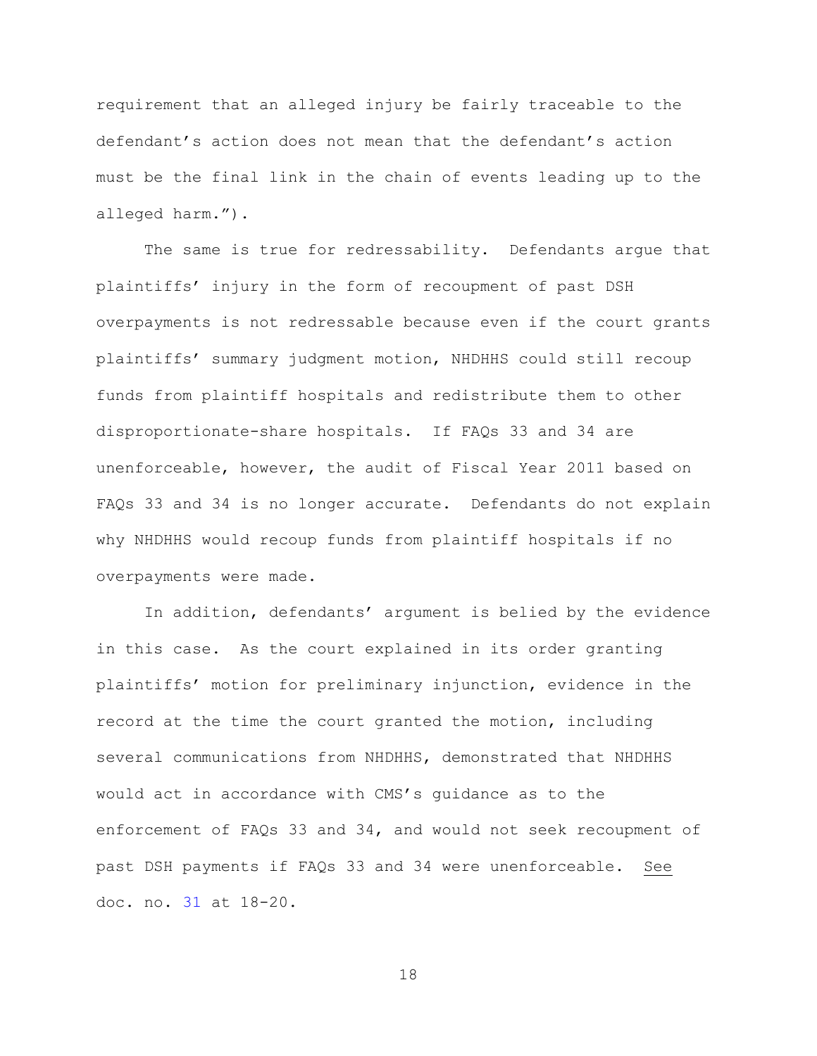requirement that an alleged injury be fairly traceable to the defendant's action does not mean that the defendant's action must be the final link in the chain of events leading up to the alleged harm.").

The same is true for redressability. Defendants argue that plaintiffs' injury in the form of recoupment of past DSH overpayments is not redressable because even if the court grants plaintiffs' summary judgment motion, NHDHHS could still recoup funds from plaintiff hospitals and redistribute them to other disproportionate-share hospitals. If FAQs 33 and 34 are unenforceable, however, the audit of Fiscal Year 2011 based on FAQs 33 and 34 is no longer accurate. Defendants do not explain why NHDHHS would recoup funds from plaintiff hospitals if no overpayments were made.

In addition, defendants' argument is belied by the evidence in this case. As the court explained in its order granting plaintiffs' motion for preliminary injunction, evidence in the record at the time the court granted the motion, including several communications from NHDHHS, demonstrated that NHDHHS would act in accordance with CMS's guidance as to the enforcement of FAQs 33 and 34, and would not seek recoupment of past DSH payments if FAQs 33 and 34 were unenforceable. See doc. no. 31 at 18-20.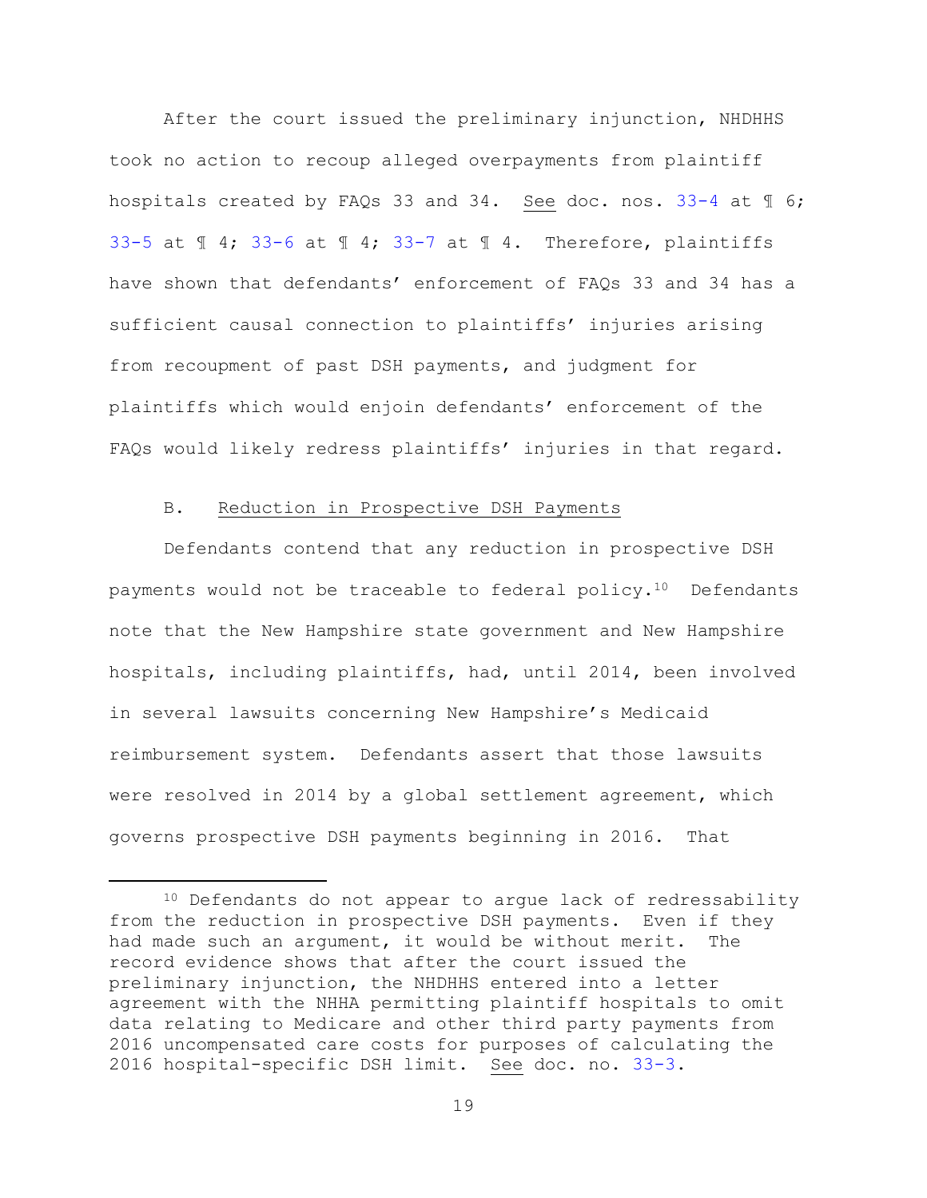After the court issued the preliminary injunction, NHDHHS took no action to recoup alleged overpayments from plaintiff hospitals created by FAQs 33 and 34. See doc. nos. 33-4 at ¶ 6; 33-5 at ¶ 4; 33-6 at ¶ 4; 33-7 at ¶ 4. Therefore, plaintiffs have shown that defendants' enforcement of FAQs 33 and 34 has a sufficient causal connection to plaintiffs' injuries arising from recoupment of past DSH payments, and judgment for plaintiffs which would enjoin defendants' enforcement of the FAQs would likely redress plaintiffs' injuries in that regard.

B. Reduction in Prospective DSH Payments

Defendants contend that any reduction in prospective DSH payments would not be traceable to federal policy.[10] Defendants note that the New Hampshire state government and New Hampshire hospitals, including plaintiffs, had, until 2014, been involved in several lawsuits concerning New Hampshire's Medicaid reimbursement system. Defendants assert that those lawsuits were resolved in 2014 by a global settlement agreement, which governs prospective DSH payments beginning in 2016. That

[10] Defendants do not appear to argue lack of redressability from the reduction in prospective DSH payments. Even if they had made such an argument, it would be without merit. The record evidence shows that after the court issued the preliminary injunction, the NHDHHS entered into a letter agreement with the NHHA permitting plaintiff hospitals to omit data relating to Medicare and other third party payments from 2016 uncompensated care costs for purposes of calculating the 2016 hospital-specific DSH limit. See doc. no. 33-3.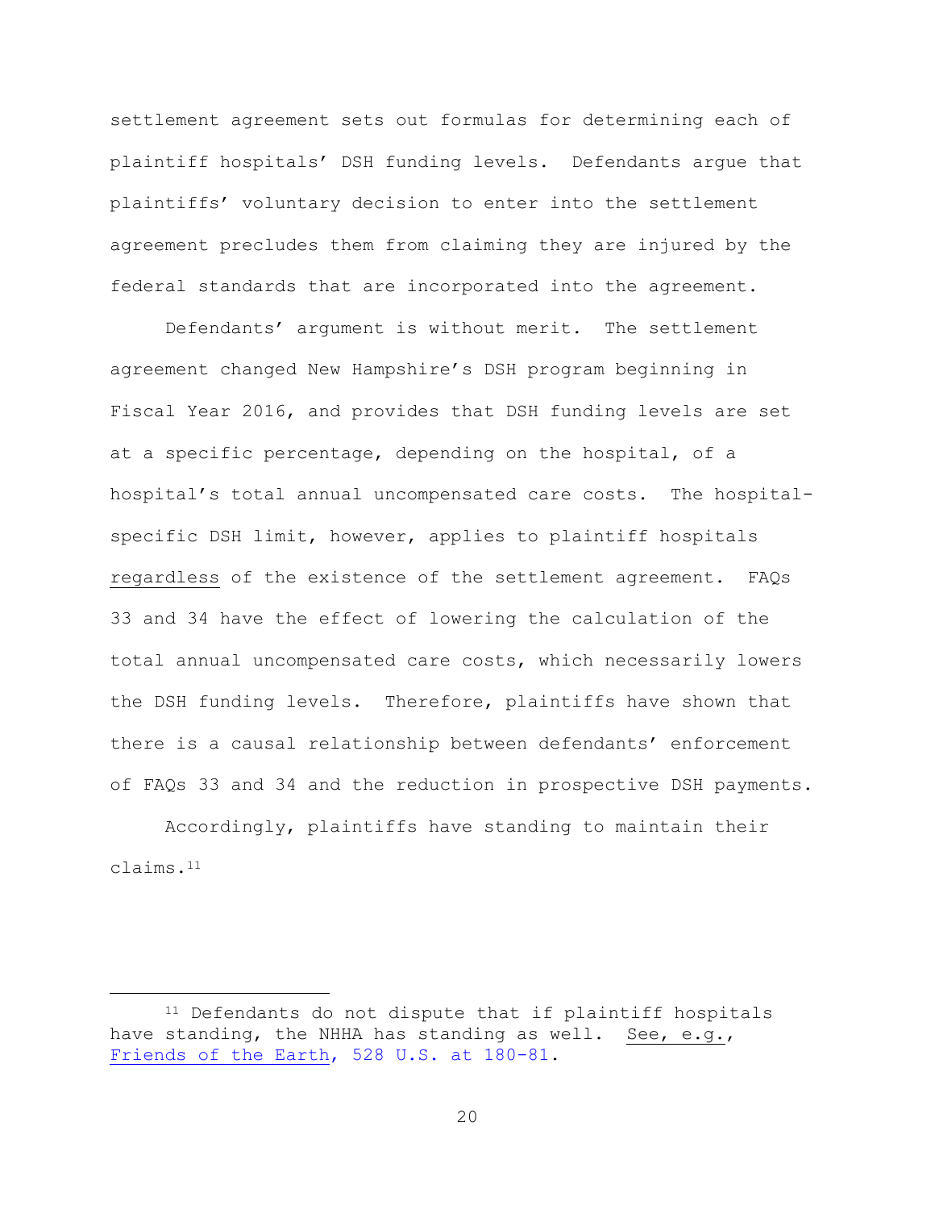settlement agreement sets out formulas for determining each of plaintiff hospitals' DSH funding levels. Defendants argue that plaintiffs' voluntary decision to enter into the settlement agreement precludes them from claiming they are injured by the federal standards that are incorporated into the agreement.

Defendants' argument is without merit. The settlement agreement changed New Hampshire's DSH program beginning in Fiscal Year 2016, and provides that DSH funding levels are set at a specific percentage, depending on the hospital, of a hospital's total annual uncompensated care costs. The hospital-specific DSH limit, however, applies to plaintiff hospitals <u>regardless</u> of the existence of the settlement agreement. FAQs 33 and 34 have the effect of lowering the calculation of the total annual uncompensated care costs, which necessarily lowers the DSH funding levels. Therefore, plaintiffs have shown that there is a causal relationship between defendants' enforcement of FAQs 33 and 34 and the reduction in prospective DSH payments.

Accordingly, plaintiffs have standing to maintain their claims.[11]

---

[11] Defendants do not dispute that if plaintiff hospitals have standing, the NHHA has standing as well. <u>See, e.g.</u>, <u>Friends of the Earth</u>, 528 U.S. at 180-81.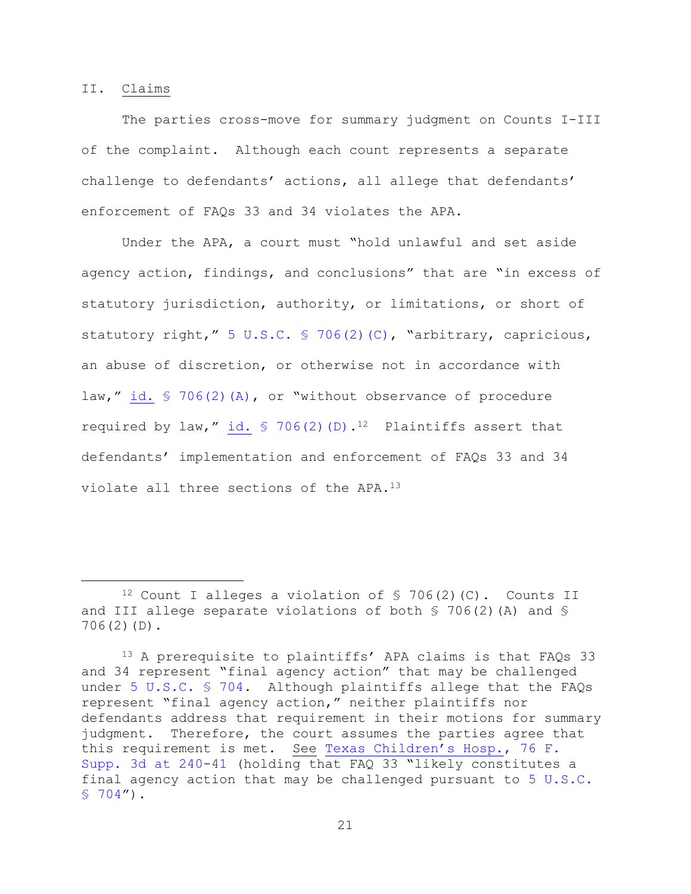## II. Claims

The parties cross-move for summary judgment on Counts I-III of the complaint. Although each count represents a separate challenge to defendants' actions, all allege that defendants' enforcement of FAQs 33 and 34 violates the APA.

Under the APA, a court must "hold unlawful and set aside agency action, findings, and conclusions" that are "in excess of statutory jurisdiction, authority, or limitations, or short of statutory right," 5 U.S.C. § 706(2)(C), "arbitrary, capricious, an abuse of discretion, or otherwise not in accordance with law," id. § 706(2)(A), or "without observance of procedure required by law," id. § 706(2)(D).[12] Plaintiffs assert that defendants' implementation and enforcement of FAQs 33 and 34 violate all three sections of the APA.[13]

---

[12] Count I alleges a violation of § 706(2)(C). Counts II and III allege separate violations of both § 706(2)(A) and § 706(2)(D).

[13] A prerequisite to plaintiffs' APA claims is that FAQs 33 and 34 represent "final agency action" that may be challenged under 5 U.S.C. § 704. Although plaintiffs allege that the FAQs represent "final agency action," neither plaintiffs nor defendants address that requirement in their motions for summary judgment. Therefore, the court assumes the parties agree that this requirement is met. See Texas Children's Hosp., 76 F. Supp. 3d at 240-41 (holding that FAQ 33 "likely constitutes a final agency action that may be challenged pursuant to 5 U.S.C. § 704").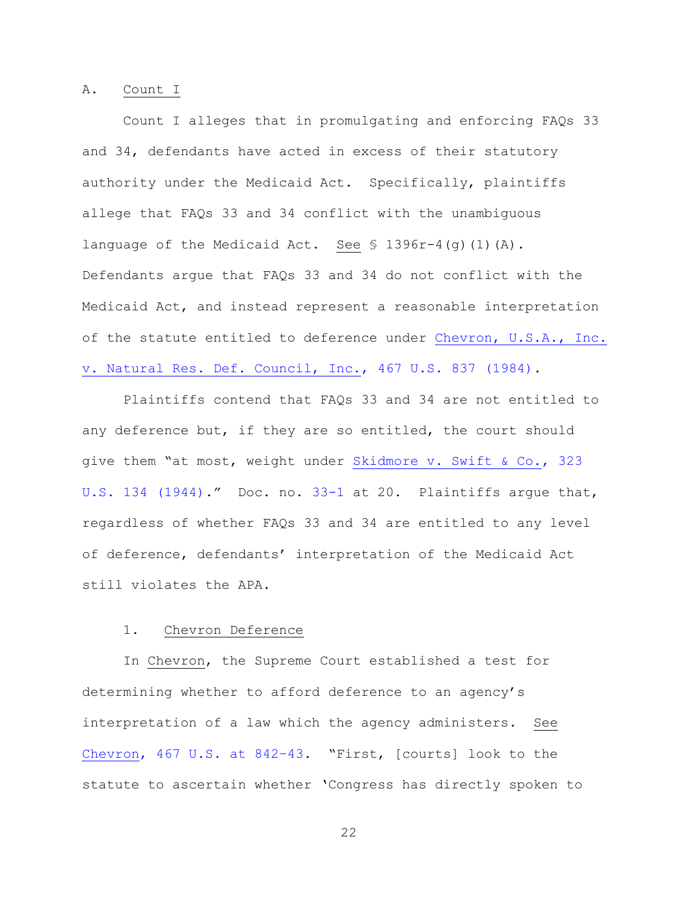A. Count I

Count I alleges that in promulgating and enforcing FAQs 33 and 34, defendants have acted in excess of their statutory authority under the Medicaid Act. Specifically, plaintiffs allege that FAQs 33 and 34 conflict with the unambiguous language of the Medicaid Act. See § 1396r-4(g)(1)(A). Defendants argue that FAQs 33 and 34 do not conflict with the Medicaid Act, and instead represent a reasonable interpretation of the statute entitled to deference under Chevron, U.S.A., Inc. v. Natural Res. Def. Council, Inc., 467 U.S. 837 (1984).

Plaintiffs contend that FAQs 33 and 34 are not entitled to any deference but, if they are so entitled, the court should give them "at most, weight under Skidmore v. Swift & Co., 323 U.S. 134 (1944)." Doc. no. 33-1 at 20. Plaintiffs argue that, regardless of whether FAQs 33 and 34 are entitled to any level of deference, defendants' interpretation of the Medicaid Act still violates the APA.

1. Chevron Deference

In Chevron, the Supreme Court established a test for determining whether to afford deference to an agency's interpretation of a law which the agency administers. See Chevron, 467 U.S. at 842-43. "First, [courts] look to the statute to ascertain whether 'Congress has directly spoken to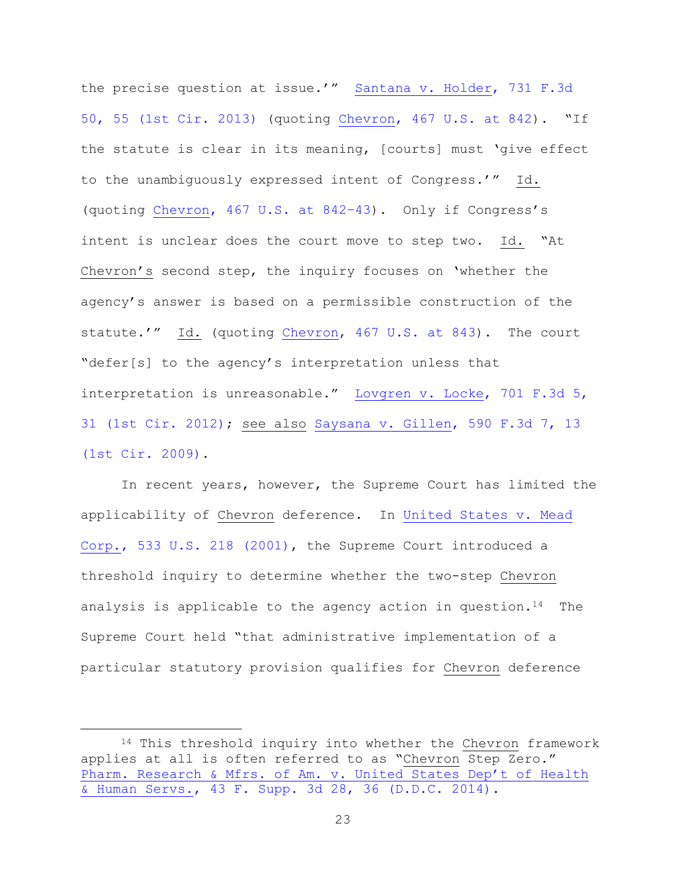the precise question at issue.'" Santana v. Holder, 731 F.3d 50, 55 (1st Cir. 2013) (quoting Chevron, 467 U.S. at 842). "If the statute is clear in its meaning, [courts] must 'give effect to the unambiguously expressed intent of Congress.'" Id. (quoting Chevron, 467 U.S. at 842-43). Only if Congress's intent is unclear does the court move to step two. Id. "At Chevron's second step, the inquiry focuses on 'whether the agency's answer is based on a permissible construction of the statute.'" Id. (quoting Chevron, 467 U.S. at 843). The court "defer[s] to the agency's interpretation unless that interpretation is unreasonable." Lovgren v. Locke, 701 F.3d 5, 31 (1st Cir. 2012); see also Saysana v. Gillen, 590 F.3d 7, 13 (1st Cir. 2009).

In recent years, however, the Supreme Court has limited the applicability of Chevron deference. In United States v. Mead Corp., 533 U.S. 218 (2001), the Supreme Court introduced a threshold inquiry to determine whether the two-step Chevron analysis is applicable to the agency action in question.[14] The Supreme Court held "that administrative implementation of a particular statutory provision qualifies for Chevron deference

---

[14] This threshold inquiry into whether the Chevron framework applies at all is often referred to as "Chevron Step Zero." Pharm. Research & Mfrs. of Am. v. United States Dep't of Health & Human Servs., 43 F. Supp. 3d 28, 36 (D.D.C. 2014).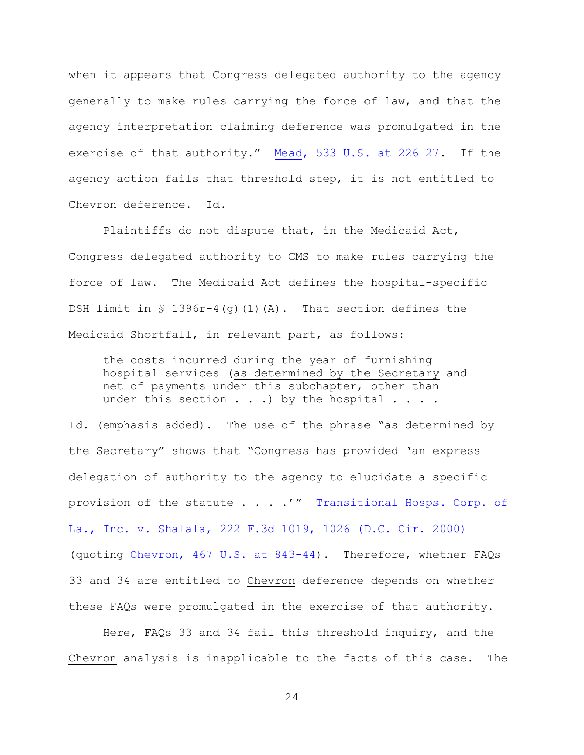when it appears that Congress delegated authority to the agency generally to make rules carrying the force of law, and that the agency interpretation claiming deference was promulgated in the exercise of that authority." Mead, 533 U.S. at 226-27. If the agency action fails that threshold step, it is not entitled to *Chevron* deference. *Id.*

Plaintiffs do not dispute that, in the Medicaid Act, Congress delegated authority to CMS to make rules carrying the force of law. The Medicaid Act defines the hospital-specific DSH limit in § 1396r-4(g)(1)(A). That section defines the Medicaid Shortfall, in relevant part, as follows:

> the costs incurred during the year of furnishing hospital services (<u>as determined by the Secretary</u> and net of payments under this subchapter, other than under this section . . .) by the hospital . . . .

*Id.* (emphasis added). The use of the phrase "as determined by the Secretary" shows that "Congress has provided 'an express delegation of authority to the agency to elucidate a specific provision of the statute . . . .'" Transitional Hosps. Corp. of La., Inc. v. Shalala, 222 F.3d 1019, 1026 (D.C. Cir. 2000) (quoting Chevron, 467 U.S. at 843-44). Therefore, whether FAQs 33 and 34 are entitled to *Chevron* deference depends on whether these FAQs were promulgated in the exercise of that authority.

Here, FAQs 33 and 34 fail this threshold inquiry, and the *Chevron* analysis is inapplicable to the facts of this case. The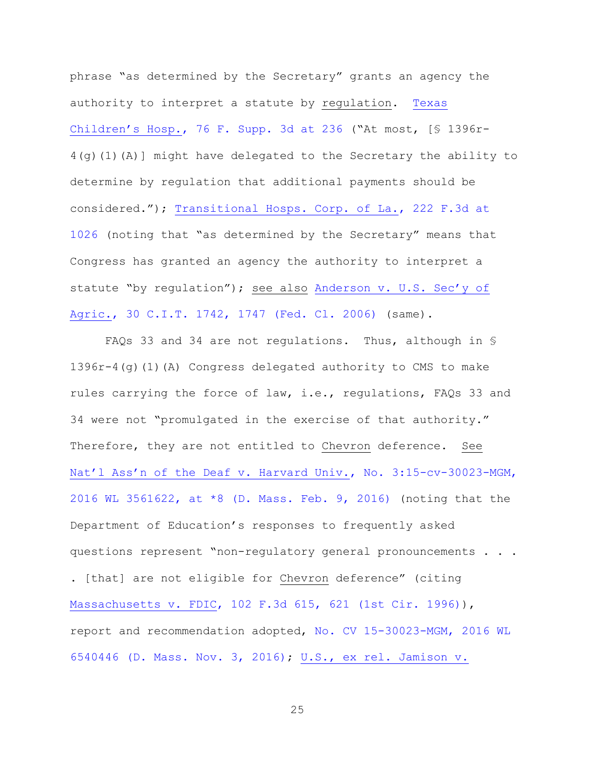phrase "as determined by the Secretary" grants an agency the authority to interpret a statute by regulation. Texas Children's Hosp., 76 F. Supp. 3d at 236 ("At most, [§ 1396r-4(g)(1)(A)] might have delegated to the Secretary the ability to determine by regulation that additional payments should be considered."); Transitional Hosps. Corp. of La., 222 F.3d at 1026 (noting that "as determined by the Secretary" means that Congress has granted an agency the authority to interpret a statute "by regulation"); see also Anderson v. U.S. Sec'y of Agric., 30 C.I.T. 1742, 1747 (Fed. Cl. 2006) (same).

FAQs 33 and 34 are not regulations. Thus, although in § 1396r-4(g)(1)(A) Congress delegated authority to CMS to make rules carrying the force of law, i.e., regulations, FAQs 33 and 34 were not "promulgated in the exercise of that authority." Therefore, they are not entitled to Chevron deference. See Nat'l Ass'n of the Deaf v. Harvard Univ., No. 3:15-cv-30023-MGM, 2016 WL 3561622, at *8 (D. Mass. Feb. 9, 2016) (noting that the Department of Education's responses to frequently asked questions represent "non-regulatory general pronouncements . . . . [that] are not eligible for Chevron deference" (citing Massachusetts v. FDIC, 102 F.3d 615, 621 (1st Cir. 1996)), report and recommendation adopted, No. CV 15-30023-MGM, 2016 WL 6540446 (D. Mass. Nov. 3, 2016); U.S., ex rel. Jamison v.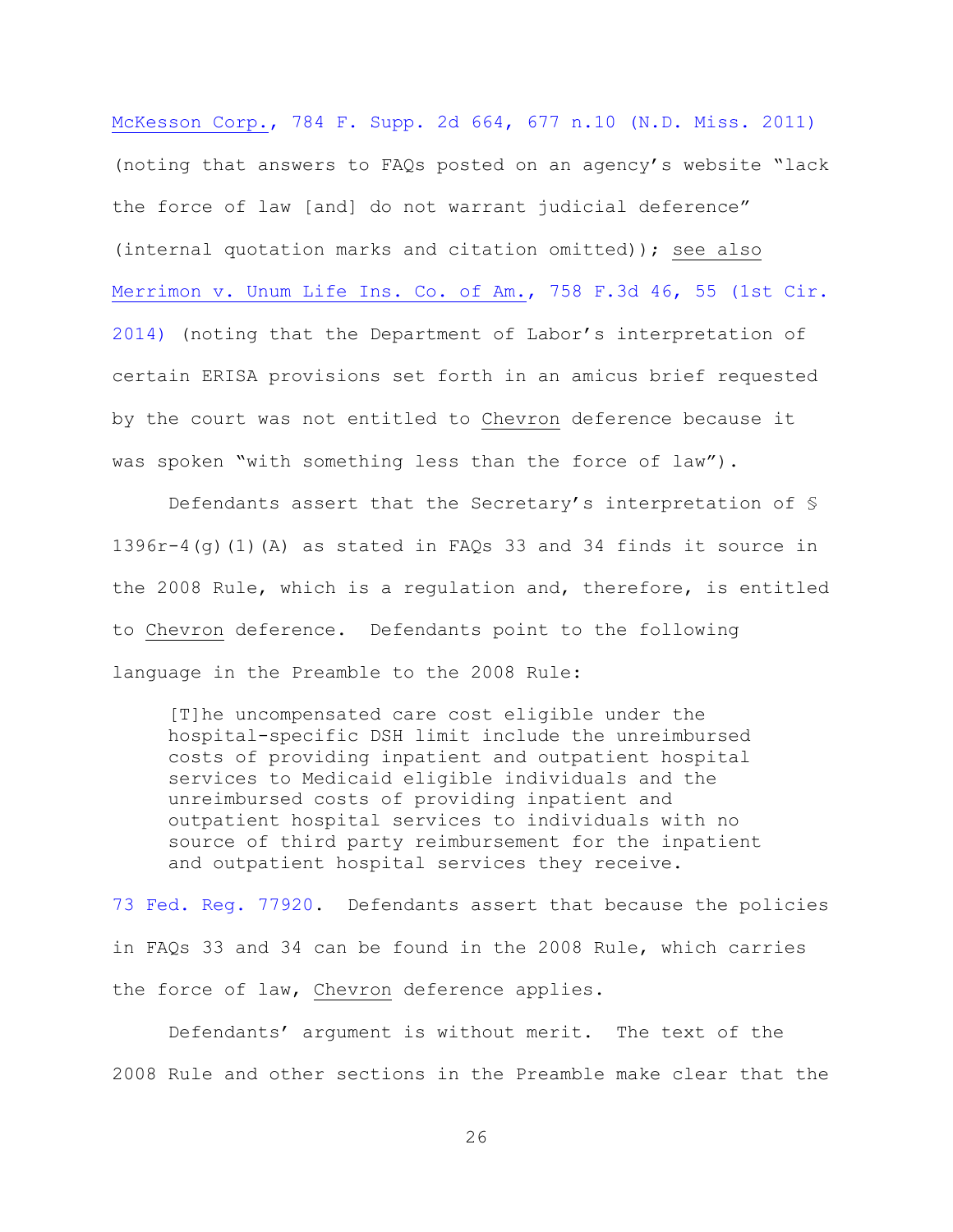McKesson Corp., 784 F. Supp. 2d 664, 677 n.10 (N.D. Miss. 2011) (noting that answers to FAQs posted on an agency's website "lack the force of law [and] do not warrant judicial deference" (internal quotation marks and citation omitted)); see also Merrimon v. Unum Life Ins. Co. of Am., 758 F.3d 46, 55 (1st Cir. 2014) (noting that the Department of Labor's interpretation of certain ERISA provisions set forth in an amicus brief requested by the court was not entitled to Chevron deference because it was spoken "with something less than the force of law").

Defendants assert that the Secretary's interpretation of § 1396r-4(g)(1)(A) as stated in FAQs 33 and 34 finds it source in the 2008 Rule, which is a regulation and, therefore, is entitled to Chevron deference. Defendants point to the following language in the Preamble to the 2008 Rule:

> [T]he uncompensated care cost eligible under the hospital-specific DSH limit include the unreimbursed costs of providing inpatient and outpatient hospital services to Medicaid eligible individuals and the unreimbursed costs of providing inpatient and outpatient hospital services to individuals with no source of third party reimbursement for the inpatient and outpatient hospital services they receive.

73 Fed. Reg. 77920. Defendants assert that because the policies in FAQs 33 and 34 can be found in the 2008 Rule, which carries the force of law, Chevron deference applies.

Defendants' argument is without merit. The text of the 2008 Rule and other sections in the Preamble make clear that the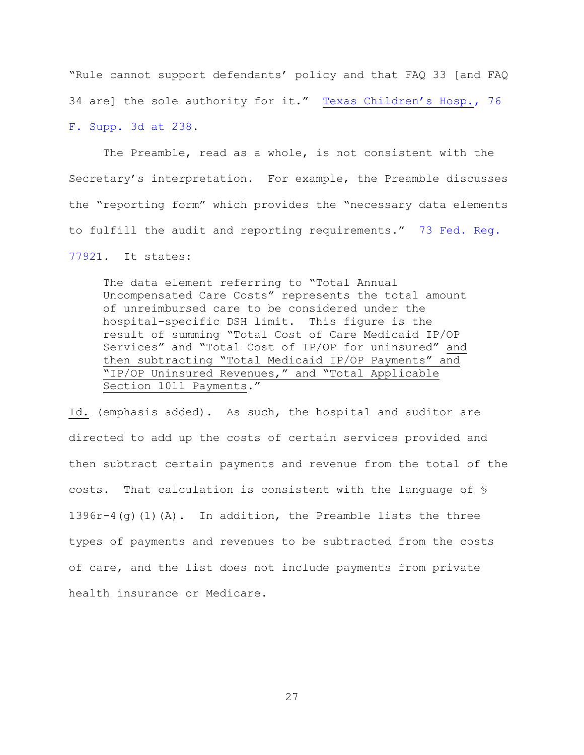"Rule cannot support defendants' policy and that FAQ 33 [and FAQ 34 are] the sole authority for it." Texas Children's Hosp., 76 F. Supp. 3d at 238.

The Preamble, read as a whole, is not consistent with the Secretary's interpretation. For example, the Preamble discusses the "reporting form" which provides the "necessary data elements to fulfill the audit and reporting requirements." 73 Fed. Reg. 77921. It states:

> The data element referring to "Total Annual Uncompensated Care Costs" represents the total amount of unreimbursed care to be considered under the hospital-specific DSH limit. This figure is the result of summing "Total Cost of Care Medicaid IP/OP Services" and "Total Cost of IP/OP for uninsured" <u>and then subtracting "Total Medicaid IP/OP Payments" and "IP/OP Uninsured Revenues," and "Total Applicable Section 1011 Payments</u>."

<u>Id.</u> (emphasis added). As such, the hospital and auditor are directed to add up the costs of certain services provided and then subtract certain payments and revenue from the total of the costs. That calculation is consistent with the language of § 1396r-4(g)(1)(A). In addition, the Preamble lists the three types of payments and revenues to be subtracted from the costs of care, and the list does not include payments from private health insurance or Medicare.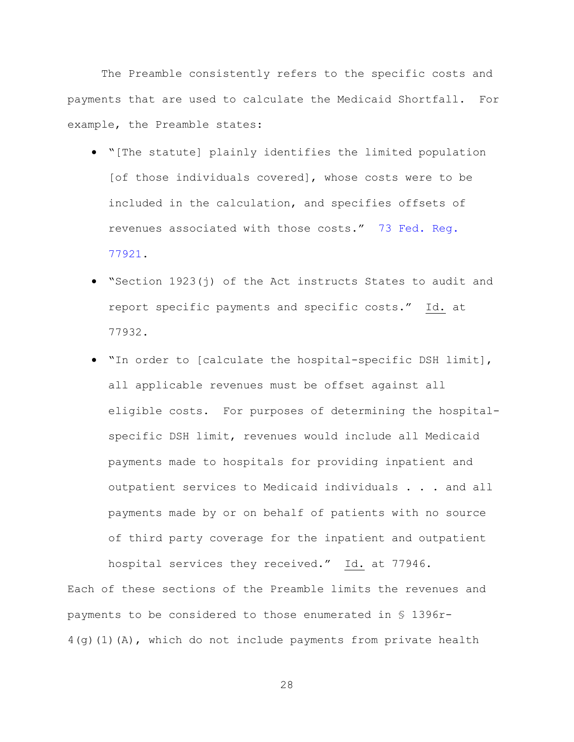The Preamble consistently refers to the specific costs and payments that are used to calculate the Medicaid Shortfall. For example, the Preamble states:

- "[The statute] plainly identifies the limited population [of those individuals covered], whose costs were to be included in the calculation, and specifies offsets of revenues associated with those costs." 73 Fed. Reg. 77921.
- "Section 1923(j) of the Act instructs States to audit and report specific payments and specific costs." Id. at 77932.
- "In order to [calculate the hospital-specific DSH limit], all applicable revenues must be offset against all eligible costs. For purposes of determining the hospital-specific DSH limit, revenues would include all Medicaid payments made to hospitals for providing inpatient and outpatient services to Medicaid individuals . . . and all payments made by or on behalf of patients with no source of third party coverage for the inpatient and outpatient hospital services they received." Id. at 77946.

Each of these sections of the Preamble limits the revenues and payments to be considered to those enumerated in § 1396r-4(g)(1)(A), which do not include payments from private health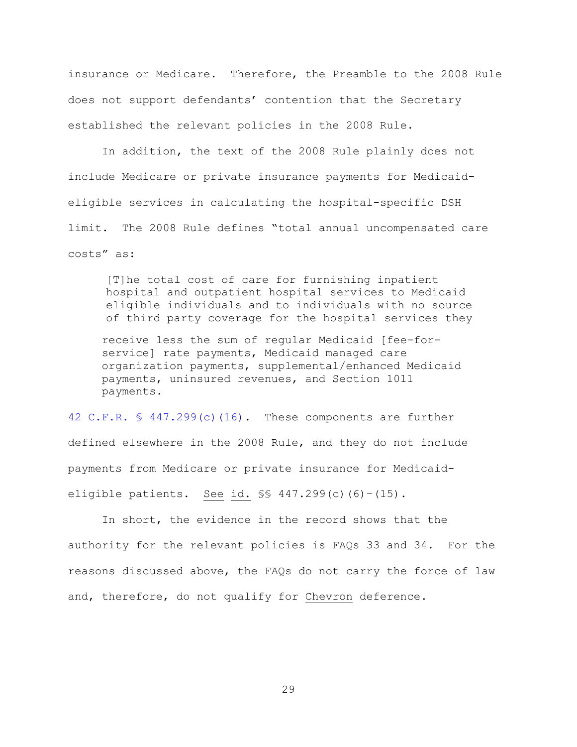insurance or Medicare. Therefore, the Preamble to the 2008 Rule does not support defendants' contention that the Secretary established the relevant policies in the 2008 Rule.

In addition, the text of the 2008 Rule plainly does not include Medicare or private insurance payments for Medicaid-eligible services in calculating the hospital-specific DSH limit. The 2008 Rule defines "total annual uncompensated care costs" as:

> [T]he total cost of care for furnishing inpatient hospital and outpatient hospital services to Medicaid eligible individuals and to individuals with no source of third party coverage for the hospital services they receive less the sum of regular Medicaid [fee-for-service] rate payments, Medicaid managed care organization payments, supplemental/enhanced Medicaid payments, uninsured revenues, and Section 1011 payments.

42 C.F.R. § 447.299(c)(16). These components are further defined elsewhere in the 2008 Rule, and they do not include payments from Medicare or private insurance for Medicaid-eligible patients. See id. §§ 447.299(c)(6)-(15).

In short, the evidence in the record shows that the authority for the relevant policies is FAQs 33 and 34. For the reasons discussed above, the FAQs do not carry the force of law and, therefore, do not qualify for Chevron deference.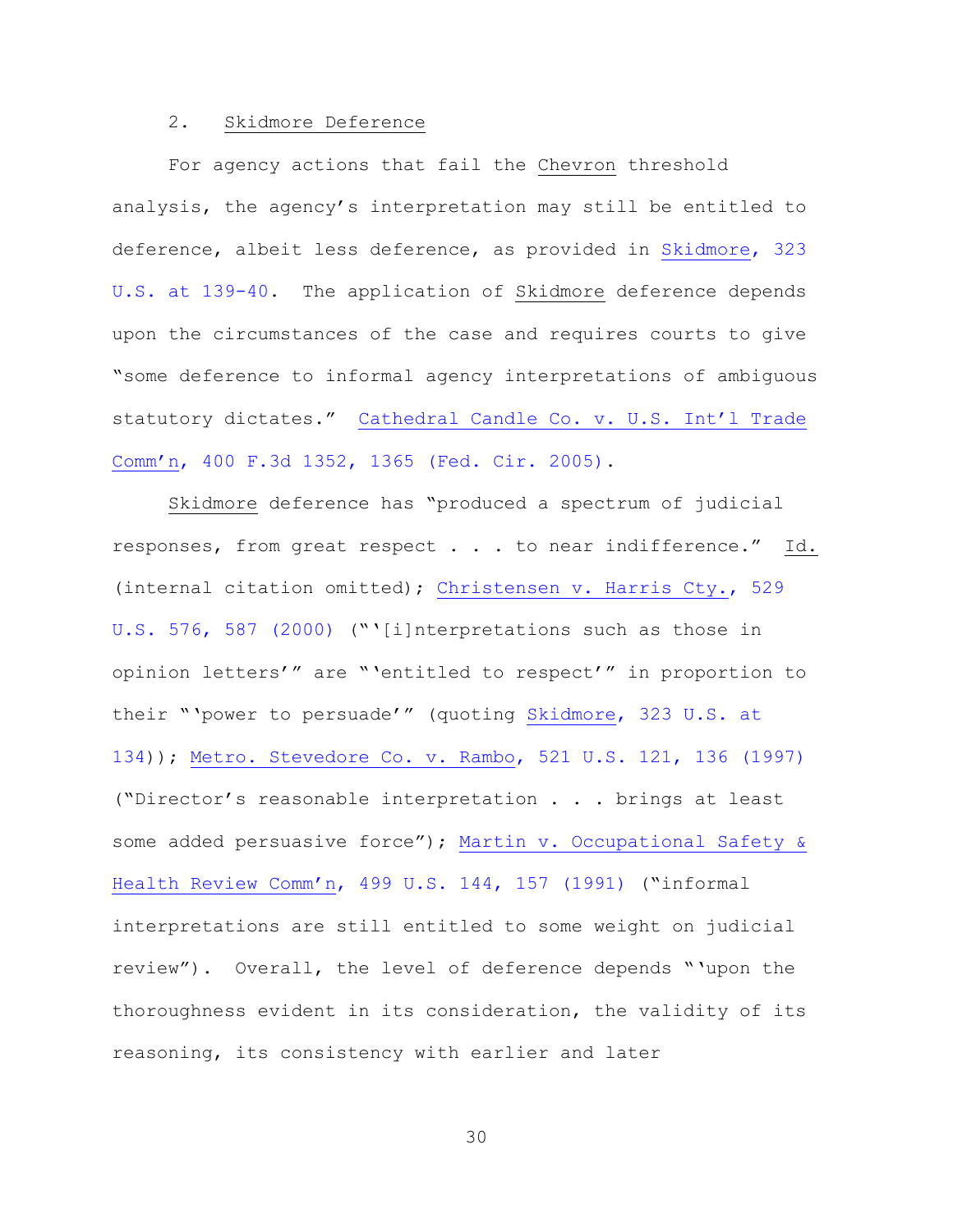2. Skidmore Deference

For agency actions that fail the *Chevron* threshold analysis, the agency's interpretation may still be entitled to deference, albeit less deference, as provided in *Skidmore*, 323 U.S. at 139-40. The application of *Skidmore* deference depends upon the circumstances of the case and requires courts to give "some deference to informal agency interpretations of ambiguous statutory dictates." *Cathedral Candle Co. v. U.S. Int'l Trade Comm'n*, 400 F.3d 1352, 1365 (Fed. Cir. 2005).

*Skidmore* deference has "produced a spectrum of judicial responses, from great respect . . . to near indifference." *Id.* (internal citation omitted); *Christensen v. Harris Cty.*, 529 U.S. 576, 587 (2000) ("'[i]nterpretations such as those in opinion letters'" are "'entitled to respect'" in proportion to their "'power to persuade'" (quoting *Skidmore*, 323 U.S. at 134)); *Metro. Stevedore Co. v. Rambo*, 521 U.S. 121, 136 (1997) ("Director's reasonable interpretation . . . brings at least some added persuasive force"); *Martin v. Occupational Safety & Health Review Comm'n*, 499 U.S. 144, 157 (1991) ("informal interpretations are still entitled to some weight on judicial review"). Overall, the level of deference depends "'upon the thoroughness evident in its consideration, the validity of its reasoning, its consistency with earlier and later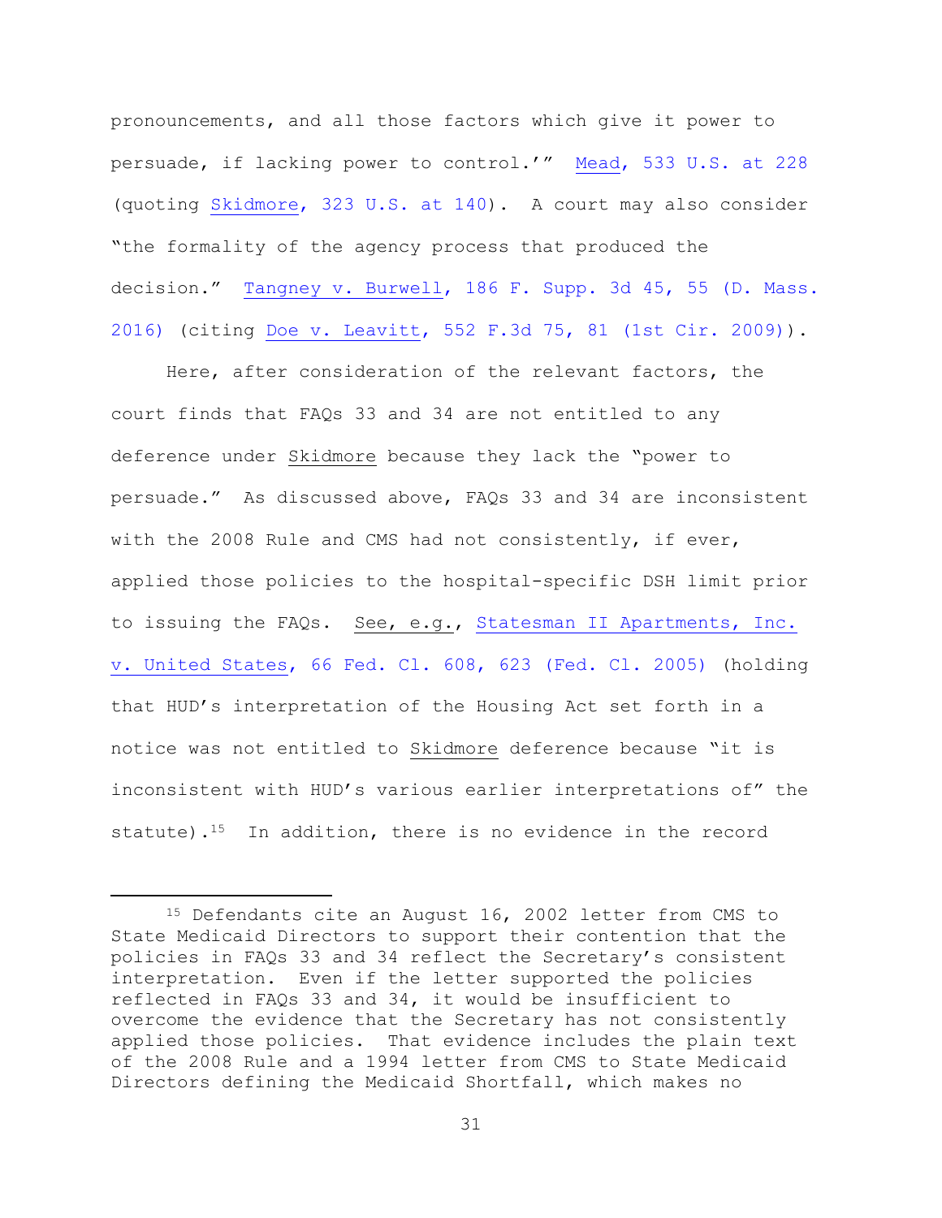pronouncements, and all those factors which give it power to persuade, if lacking power to control.'" Mead, 533 U.S. at 228 (quoting Skidmore, 323 U.S. at 140). A court may also consider "the formality of the agency process that produced the decision." Tangney v. Burwell, 186 F. Supp. 3d 45, 55 (D. Mass. 2016) (citing Doe v. Leavitt, 552 F.3d 75, 81 (1st Cir. 2009)).

Here, after consideration of the relevant factors, the court finds that FAQs 33 and 34 are not entitled to any deference under Skidmore because they lack the "power to persuade." As discussed above, FAQs 33 and 34 are inconsistent with the 2008 Rule and CMS had not consistently, if ever, applied those policies to the hospital-specific DSH limit prior to issuing the FAQs. See, e.g., Statesman II Apartments, Inc. v. United States, 66 Fed. Cl. 608, 623 (Fed. Cl. 2005) (holding that HUD's interpretation of the Housing Act set forth in a notice was not entitled to Skidmore deference because "it is inconsistent with HUD's various earlier interpretations of" the statute).[15] In addition, there is no evidence in the record

[15] Defendants cite an August 16, 2002 letter from CMS to State Medicaid Directors to support their contention that the policies in FAQs 33 and 34 reflect the Secretary's consistent interpretation. Even if the letter supported the policies reflected in FAQs 33 and 34, it would be insufficient to overcome the evidence that the Secretary has not consistently applied those policies. That evidence includes the plain text of the 2008 Rule and a 1994 letter from CMS to State Medicaid Directors defining the Medicaid Shortfall, which makes no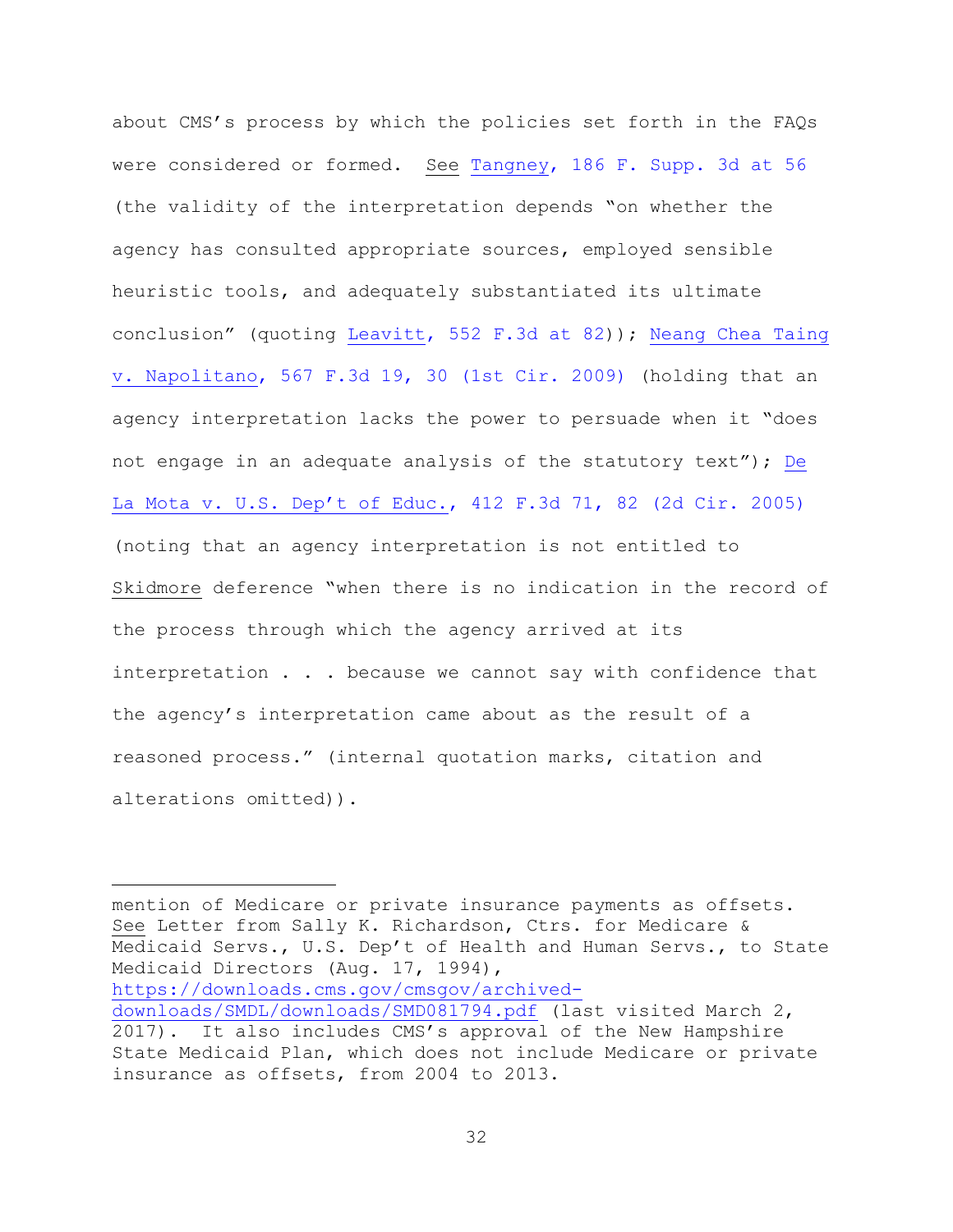about CMS's process by which the policies set forth in the FAQs were considered or formed. See Tangney, 186 F. Supp. 3d at 56 (the validity of the interpretation depends "on whether the agency has consulted appropriate sources, employed sensible heuristic tools, and adequately substantiated its ultimate conclusion" (quoting Leavitt, 552 F.3d at 82)); Neang Chea Taing v. Napolitano, 567 F.3d 19, 30 (1st Cir. 2009) (holding that an agency interpretation lacks the power to persuade when it "does not engage in an adequate analysis of the statutory text"); De La Mota v. U.S. Dep't of Educ., 412 F.3d 71, 82 (2d Cir. 2005) (noting that an agency interpretation is not entitled to Skidmore deference "when there is no indication in the record of the process through which the agency arrived at its interpretation . . . because we cannot say with confidence that the agency's interpretation came about as the result of a reasoned process." (internal quotation marks, citation and alterations omitted)).

---

mention of Medicare or private insurance payments as offsets. See Letter from Sally K. Richardson, Ctrs. for Medicare & Medicaid Servs., U.S. Dep't of Health and Human Servs., to State Medicaid Directors (Aug. 17, 1994), https://downloads.cms.gov/cmsgov/archived-downloads/SMDL/downloads/SMD081794.pdf (last visited March 2, 2017). It also includes CMS's approval of the New Hampshire State Medicaid Plan, which does not include Medicare or private insurance as offsets, from 2004 to 2013.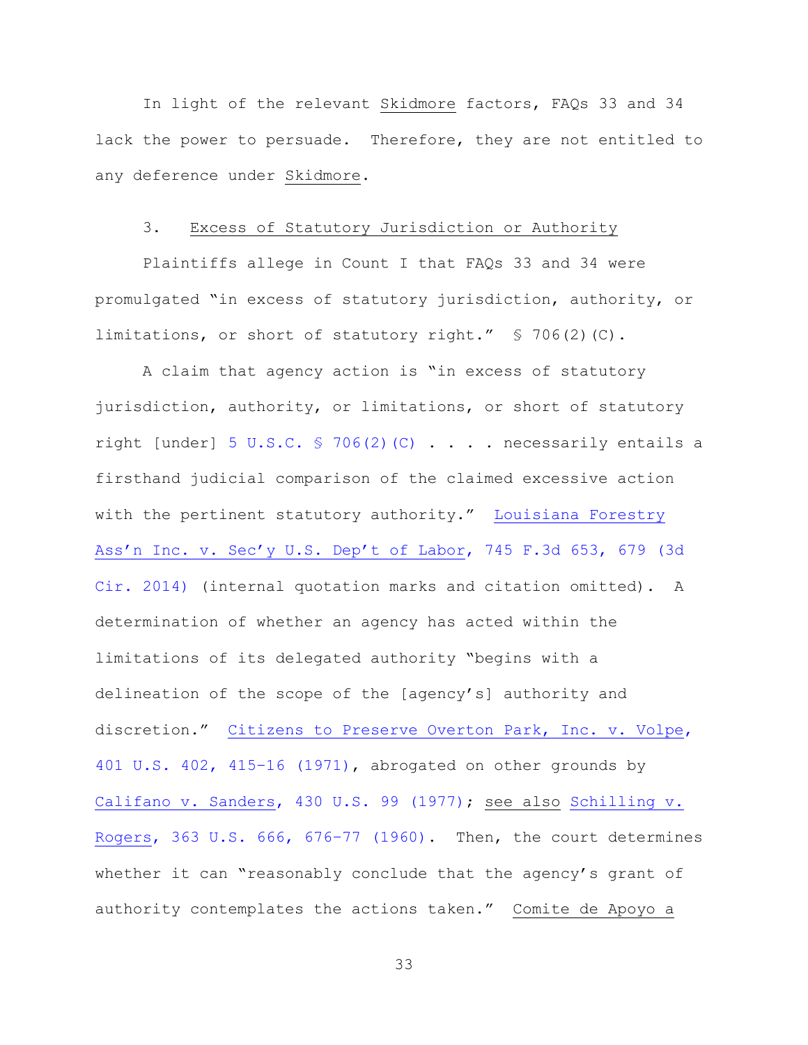In light of the relevant Skidmore factors, FAQs 33 and 34 lack the power to persuade. Therefore, they are not entitled to any deference under Skidmore.

### 3. Excess of Statutory Jurisdiction or Authority

Plaintiffs allege in Count I that FAQs 33 and 34 were promulgated "in excess of statutory jurisdiction, authority, or limitations, or short of statutory right." § 706(2)(C).

A claim that agency action is "in excess of statutory jurisdiction, authority, or limitations, or short of statutory right [under] 5 U.S.C. § 706(2)(C) . . . . necessarily entails a firsthand judicial comparison of the claimed excessive action with the pertinent statutory authority." Louisiana Forestry Ass'n Inc. v. Sec'y U.S. Dep't of Labor, 745 F.3d 653, 679 (3d Cir. 2014) (internal quotation marks and citation omitted). A determination of whether an agency has acted within the limitations of its delegated authority "begins with a delineation of the scope of the [agency's] authority and discretion." Citizens to Preserve Overton Park, Inc. v. Volpe, 401 U.S. 402, 415–16 (1971), abrogated on other grounds by Califano v. Sanders, 430 U.S. 99 (1977); see also Schilling v. Rogers, 363 U.S. 666, 676–77 (1960). Then, the court determines whether it can "reasonably conclude that the agency's grant of authority contemplates the actions taken." Comite de Apoyo a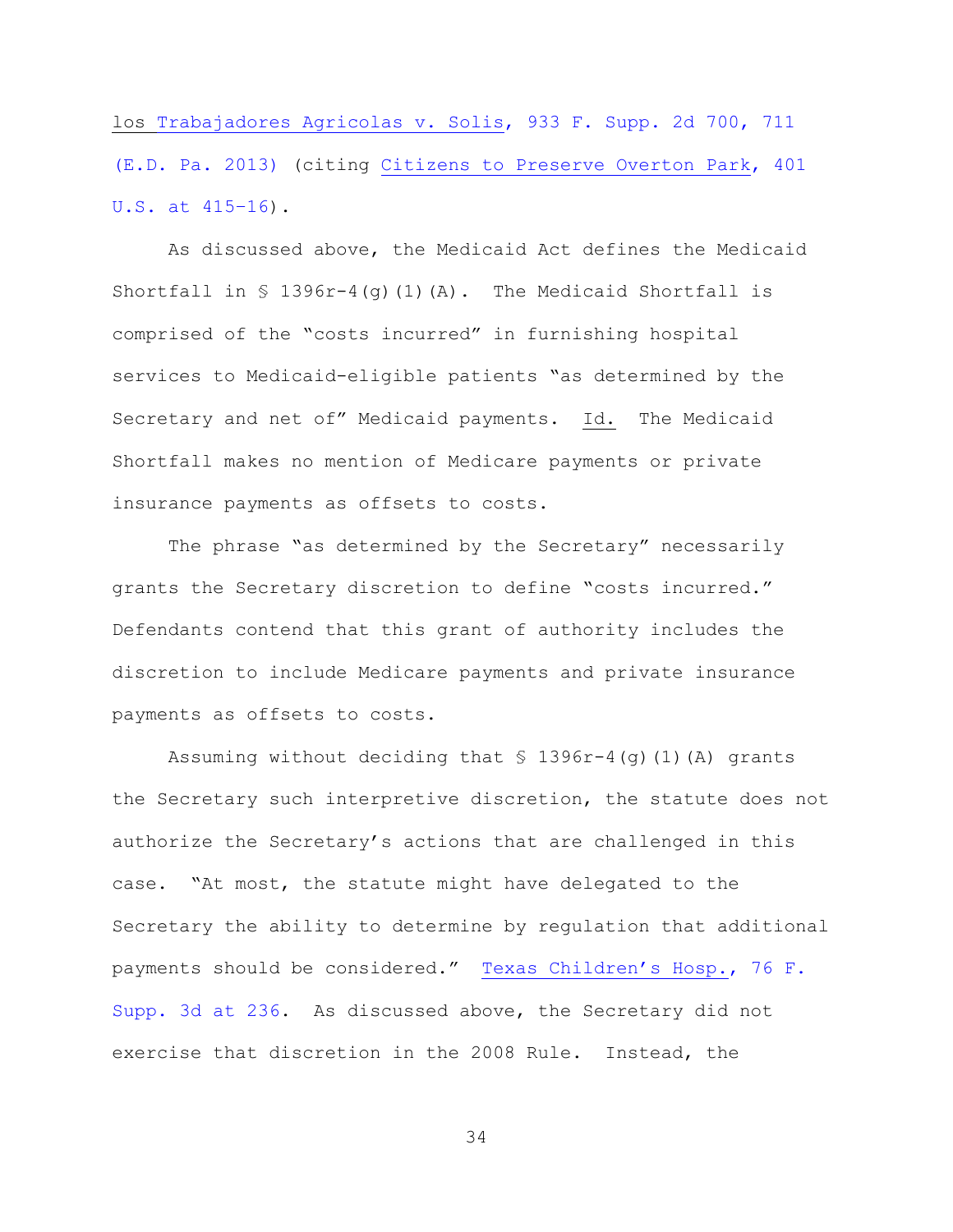los Trabajadores Agricolas v. Solis, 933 F. Supp. 2d 700, 711 (E.D. Pa. 2013) (citing Citizens to Preserve Overton Park, 401 U.S. at 415–16).

As discussed above, the Medicaid Act defines the Medicaid Shortfall in § 1396r-4(g)(1)(A). The Medicaid Shortfall is comprised of the "costs incurred" in furnishing hospital services to Medicaid-eligible patients "as determined by the Secretary and net of" Medicaid payments. Id. The Medicaid Shortfall makes no mention of Medicare payments or private insurance payments as offsets to costs.

The phrase "as determined by the Secretary" necessarily grants the Secretary discretion to define "costs incurred." Defendants contend that this grant of authority includes the discretion to include Medicare payments and private insurance payments as offsets to costs.

Assuming without deciding that § 1396r-4(g)(1)(A) grants the Secretary such interpretive discretion, the statute does not authorize the Secretary's actions that are challenged in this case. "At most, the statute might have delegated to the Secretary the ability to determine by regulation that additional payments should be considered." Texas Children's Hosp., 76 F. Supp. 3d at 236. As discussed above, the Secretary did not exercise that discretion in the 2008 Rule. Instead, the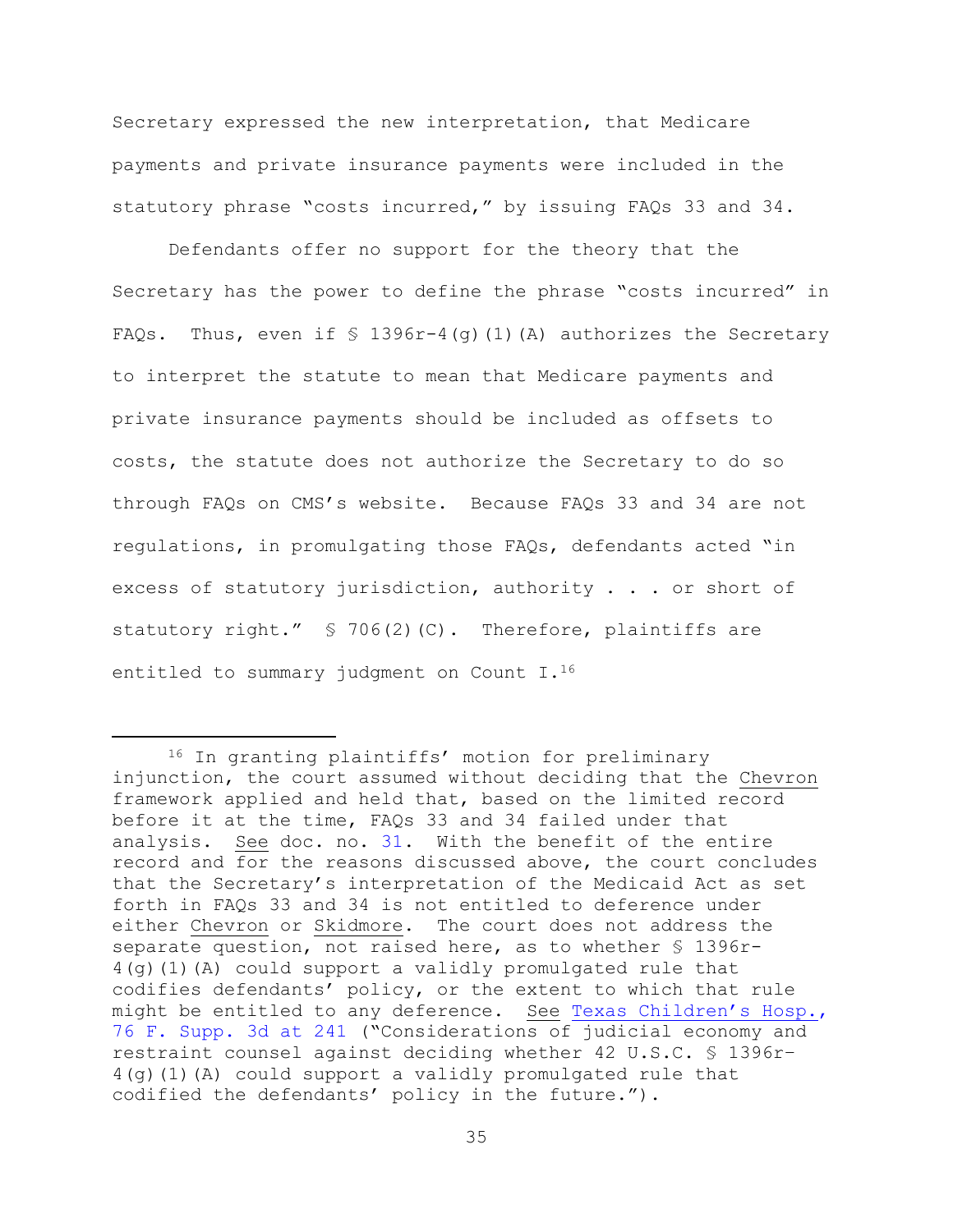Secretary expressed the new interpretation, that Medicare payments and private insurance payments were included in the statutory phrase "costs incurred," by issuing FAQs 33 and 34.

Defendants offer no support for the theory that the Secretary has the power to define the phrase "costs incurred" in FAQs. Thus, even if § 1396r-4(g)(1)(A) authorizes the Secretary to interpret the statute to mean that Medicare payments and private insurance payments should be included as offsets to costs, the statute does not authorize the Secretary to do so through FAQs on CMS's website. Because FAQs 33 and 34 are not regulations, in promulgating those FAQs, defendants acted "in excess of statutory jurisdiction, authority . . . or short of statutory right." § 706(2)(C). Therefore, plaintiffs are entitled to summary judgment on Count I.[16]

---

[16] In granting plaintiffs' motion for preliminary injunction, the court assumed without deciding that the Chevron framework applied and held that, based on the limited record before it at the time, FAQs 33 and 34 failed under that analysis. See doc. no. 31. With the benefit of the entire record and for the reasons discussed above, the court concludes that the Secretary's interpretation of the Medicaid Act as set forth in FAQs 33 and 34 is not entitled to deference under either Chevron or Skidmore. The court does not address the separate question, not raised here, as to whether § 1396r-4(g)(1)(A) could support a validly promulgated rule that codifies defendants' policy, or the extent to which that rule might be entitled to any deference. See Texas Children's Hosp., 76 F. Supp. 3d at 241 ("Considerations of judicial economy and restraint counsel against deciding whether 42 U.S.C. § 1396r-4(g)(1)(A) could support a validly promulgated rule that codified the defendants' policy in the future.").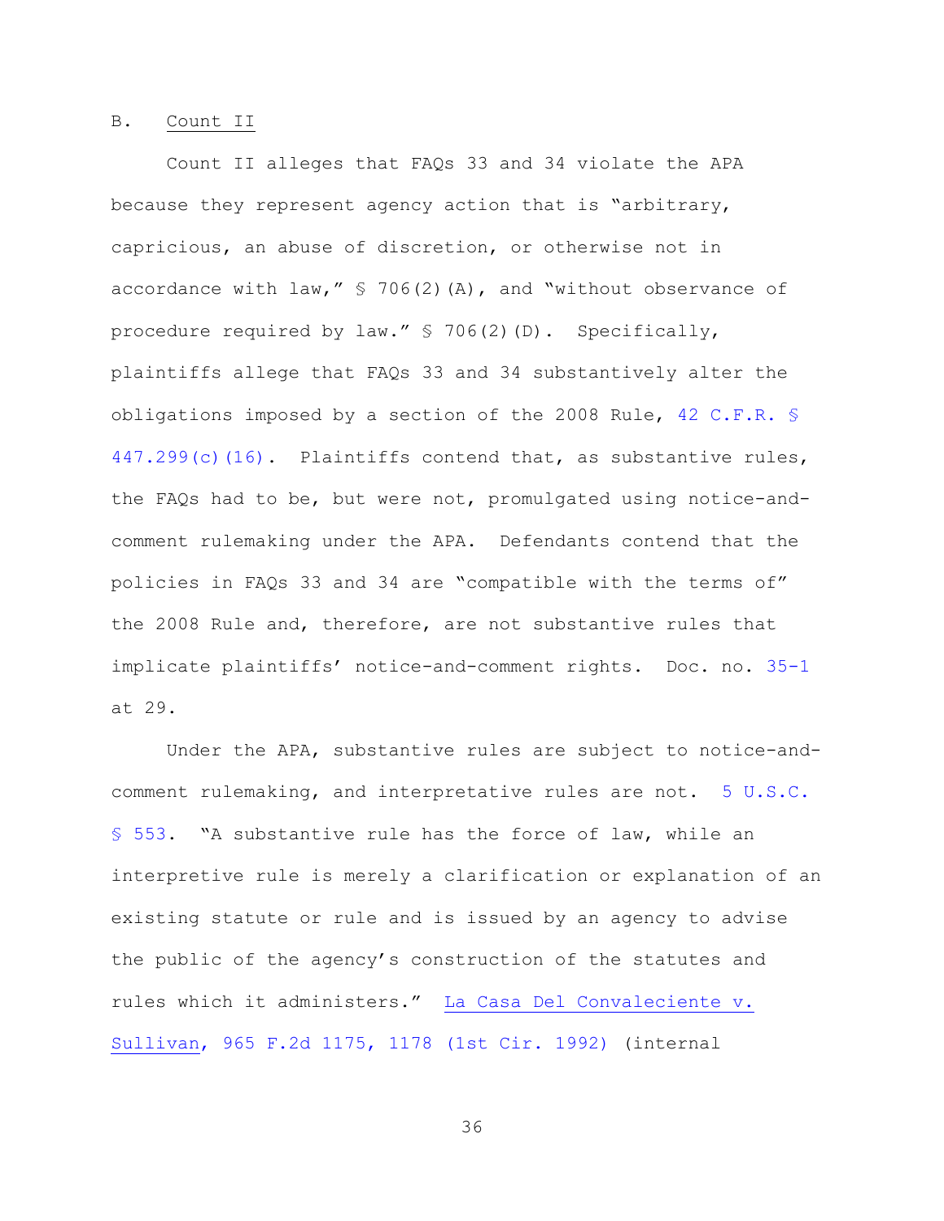B. <u>Count II</u>

Count II alleges that FAQs 33 and 34 violate the APA because they represent agency action that is "arbitrary, capricious, an abuse of discretion, or otherwise not in accordance with law," § 706(2)(A), and "without observance of procedure required by law." § 706(2)(D). Specifically, plaintiffs allege that FAQs 33 and 34 substantively alter the obligations imposed by a section of the 2008 Rule, 42 C.F.R. § 447.299(c)(16). Plaintiffs contend that, as substantive rules, the FAQs had to be, but were not, promulgated using notice-and-comment rulemaking under the APA. Defendants contend that the policies in FAQs 33 and 34 are "compatible with the terms of" the 2008 Rule and, therefore, are not substantive rules that implicate plaintiffs' notice-and-comment rights. Doc. no. 35-1 at 29.

Under the APA, substantive rules are subject to notice-and-comment rulemaking, and interpretative rules are not. 5 U.S.C. § 553. "A substantive rule has the force of law, while an interpretive rule is merely a clarification or explanation of an existing statute or rule and is issued by an agency to advise the public of the agency's construction of the statutes and rules which it administers." <u>La Casa Del Convaleciente v. Sullivan</u>, 965 F.2d 1175, 1178 (1st Cir. 1992) (internal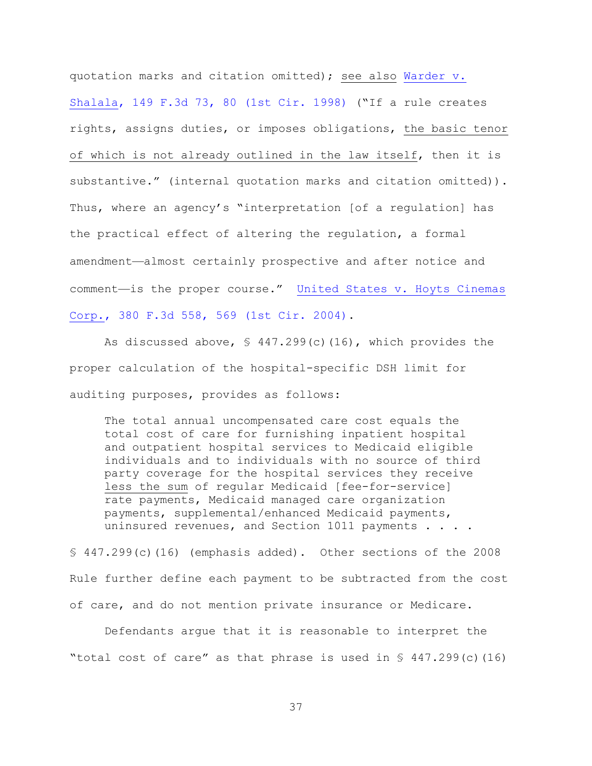quotation marks and citation omitted); see also Warder v. Shalala, 149 F.3d 73, 80 (1st Cir. 1998) ("If a rule creates rights, assigns duties, or imposes obligations, the basic tenor of which is not already outlined in the law itself, then it is substantive." (internal quotation marks and citation omitted)). Thus, where an agency's "interpretation [of a regulation] has the practical effect of altering the regulation, a formal amendment—almost certainly prospective and after notice and comment—is the proper course." United States v. Hoyts Cinemas Corp., 380 F.3d 558, 569 (1st Cir. 2004).

As discussed above, § 447.299(c)(16), which provides the proper calculation of the hospital-specific DSH limit for auditing purposes, provides as follows:

> The total annual uncompensated care cost equals the total cost of care for furnishing inpatient hospital and outpatient hospital services to Medicaid eligible individuals and to individuals with no source of third party coverage for the hospital services they receive less the sum of regular Medicaid [fee-for-service] rate payments, Medicaid managed care organization payments, supplemental/enhanced Medicaid payments, uninsured revenues, and Section 1011 payments . . . .

§ 447.299(c)(16) (emphasis added). Other sections of the 2008 Rule further define each payment to be subtracted from the cost of care, and do not mention private insurance or Medicare.

Defendants argue that it is reasonable to interpret the "total cost of care" as that phrase is used in § 447.299(c)(16)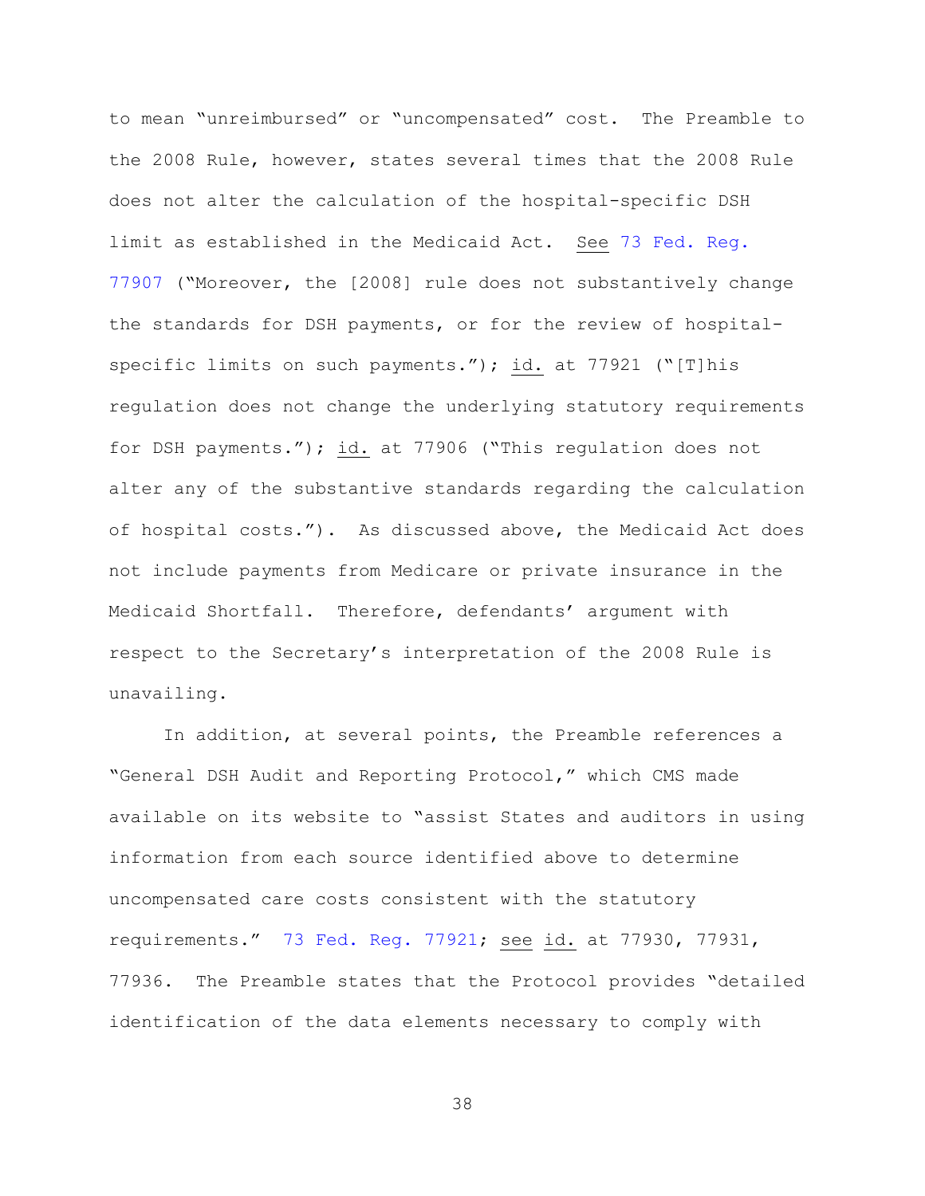to mean "unreimbursed" or "uncompensated" cost. The Preamble to the 2008 Rule, however, states several times that the 2008 Rule does not alter the calculation of the hospital-specific DSH limit as established in the Medicaid Act. See 73 Fed. Reg. 77907 ("Moreover, the [2008] rule does not substantively change the standards for DSH payments, or for the review of hospital-specific limits on such payments."); id. at 77921 ("[T]his regulation does not change the underlying statutory requirements for DSH payments."); id. at 77906 ("This regulation does not alter any of the substantive standards regarding the calculation of hospital costs."). As discussed above, the Medicaid Act does not include payments from Medicare or private insurance in the Medicaid Shortfall. Therefore, defendants' argument with respect to the Secretary's interpretation of the 2008 Rule is unavailing.

In addition, at several points, the Preamble references a "General DSH Audit and Reporting Protocol," which CMS made available on its website to "assist States and auditors in using information from each source identified above to determine uncompensated care costs consistent with the statutory requirements." 73 Fed. Reg. 77921; see id. at 77930, 77931, 77936. The Preamble states that the Protocol provides "detailed identification of the data elements necessary to comply with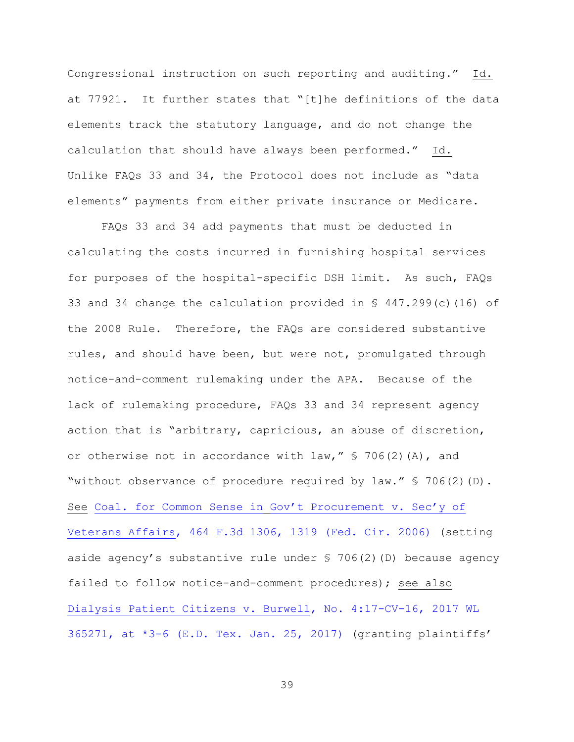Congressional instruction on such reporting and auditing." _Id._ at 77921. It further states that "[t]he definitions of the data elements track the statutory language, and do not change the calculation that should have always been performed." _Id._ Unlike FAQs 33 and 34, the Protocol does not include as "data elements" payments from either private insurance or Medicare.

FAQs 33 and 34 add payments that must be deducted in calculating the costs incurred in furnishing hospital services for purposes of the hospital-specific DSH limit. As such, FAQs 33 and 34 change the calculation provided in § 447.299(c)(16) of the 2008 Rule. Therefore, the FAQs are considered substantive rules, and should have been, but were not, promulgated through notice-and-comment rulemaking under the APA. Because of the lack of rulemaking procedure, FAQs 33 and 34 represent agency action that is "arbitrary, capricious, an abuse of discretion, or otherwise not in accordance with law," § 706(2)(A), and "without observance of procedure required by law." § 706(2)(D). _See_ _Coal. for Common Sense in Gov't Procurement v. Sec'y of Veterans Affairs_, 464 F.3d 1306, 1319 (Fed. Cir. 2006) (setting aside agency's substantive rule under § 706(2)(D) because agency failed to follow notice-and-comment procedures); _see also_ _Dialysis Patient Citizens v. Burwell_, No. 4:17-CV-16, 2017 WL 365271, at *3-6 (E.D. Tex. Jan. 25, 2017) (granting plaintiffs'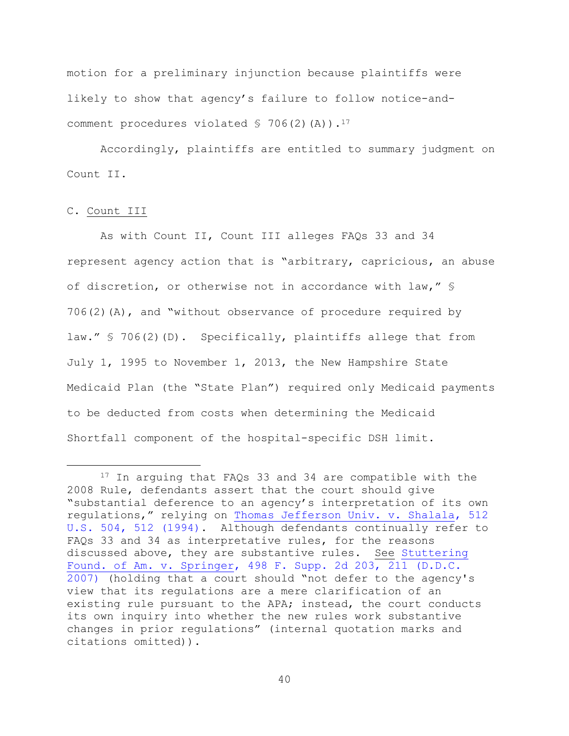motion for a preliminary injunction because plaintiffs were likely to show that agency's failure to follow notice-and-comment procedures violated § 706(2)(A)).[17]

Accordingly, plaintiffs are entitled to summary judgment on Count II.

C. Count III

As with Count II, Count III alleges FAQs 33 and 34 represent agency action that is "arbitrary, capricious, an abuse of discretion, or otherwise not in accordance with law," § 706(2)(A), and "without observance of procedure required by law." § 706(2)(D). Specifically, plaintiffs allege that from July 1, 1995 to November 1, 2013, the New Hampshire State Medicaid Plan (the "State Plan") required only Medicaid payments to be deducted from costs when determining the Medicaid Shortfall component of the hospital-specific DSH limit.

---

[17] In arguing that FAQs 33 and 34 are compatible with the 2008 Rule, defendants assert that the court should give "substantial deference to an agency's interpretation of its own regulations," relying on Thomas Jefferson Univ. v. Shalala, 512 U.S. 504, 512 (1994). Although defendants continually refer to FAQs 33 and 34 as interpretative rules, for the reasons discussed above, they are substantive rules. See Stuttering Found. of Am. v. Springer, 498 F. Supp. 2d 203, 211 (D.D.C. 2007) (holding that a court should "not defer to the agency's view that its regulations are a mere clarification of an existing rule pursuant to the APA; instead, the court conducts its own inquiry into whether the new rules work substantive changes in prior regulations" (internal quotation marks and citations omitted)).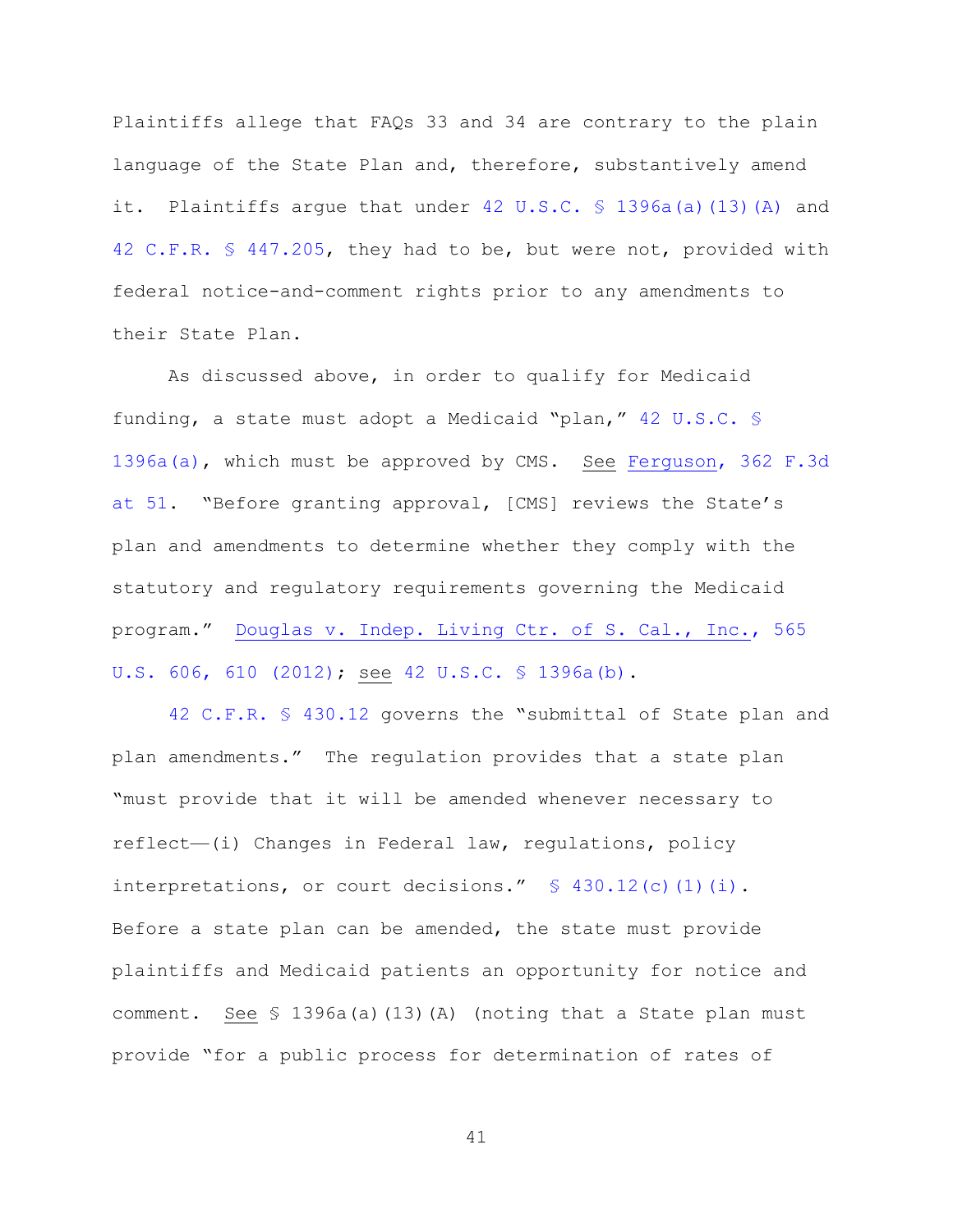Plaintiffs allege that FAQs 33 and 34 are contrary to the plain language of the State Plan and, therefore, substantively amend it. Plaintiffs argue that under 42 U.S.C. § 1396a(a)(13)(A) and 42 C.F.R. § 447.205, they had to be, but were not, provided with federal notice-and-comment rights prior to any amendments to their State Plan.

As discussed above, in order to qualify for Medicaid funding, a state must adopt a Medicaid "plan," 42 U.S.C. § 1396a(a), which must be approved by CMS. See Ferguson, 362 F.3d at 51. "Before granting approval, [CMS] reviews the State's plan and amendments to determine whether they comply with the statutory and regulatory requirements governing the Medicaid program." Douglas v. Indep. Living Ctr. of S. Cal., Inc., 565 U.S. 606, 610 (2012); see 42 U.S.C. § 1396a(b).

42 C.F.R. § 430.12 governs the "submittal of State plan and plan amendments." The regulation provides that a state plan "must provide that it will be amended whenever necessary to reflect—(i) Changes in Federal law, regulations, policy interpretations, or court decisions." § 430.12(c)(1)(i). Before a state plan can be amended, the state must provide plaintiffs and Medicaid patients an opportunity for notice and comment. See § 1396a(a)(13)(A) (noting that a State plan must provide "for a public process for determination of rates of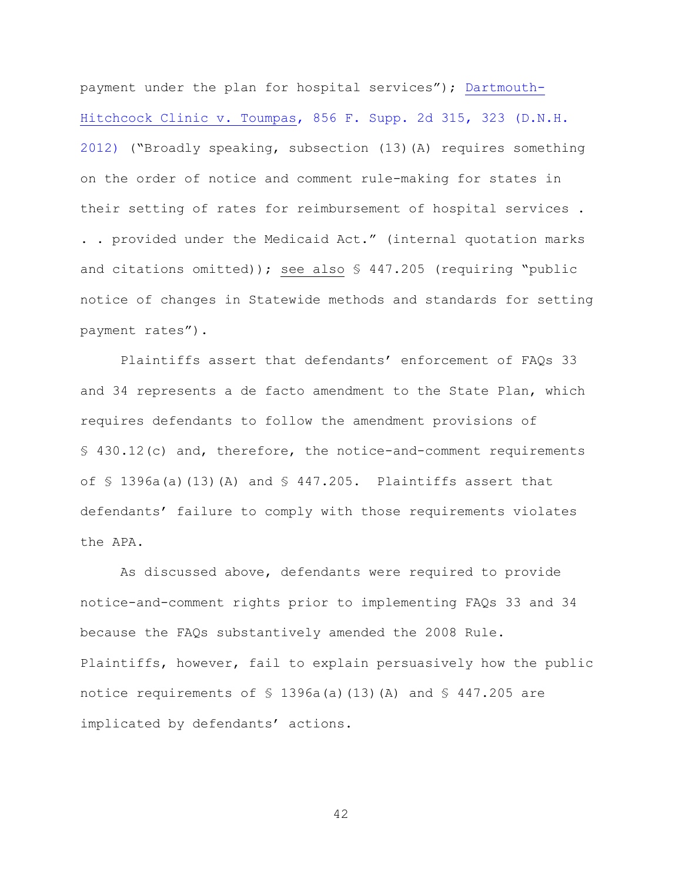payment under the plan for hospital services"); Dartmouth-Hitchcock Clinic v. Toumpas, 856 F. Supp. 2d 315, 323 (D.N.H. 2012) ("Broadly speaking, subsection (13)(A) requires something on the order of notice and comment rule-making for states in their setting of rates for reimbursement of hospital services . . . provided under the Medicaid Act." (internal quotation marks and citations omitted)); see also § 447.205 (requiring "public notice of changes in Statewide methods and standards for setting payment rates").

Plaintiffs assert that defendants' enforcement of FAQs 33 and 34 represents a de facto amendment to the State Plan, which requires defendants to follow the amendment provisions of § 430.12(c) and, therefore, the notice-and-comment requirements of § 1396a(a)(13)(A) and § 447.205. Plaintiffs assert that defendants' failure to comply with those requirements violates the APA.

As discussed above, defendants were required to provide notice-and-comment rights prior to implementing FAQs 33 and 34 because the FAQs substantively amended the 2008 Rule. Plaintiffs, however, fail to explain persuasively how the public notice requirements of § 1396a(a)(13)(A) and § 447.205 are implicated by defendants' actions.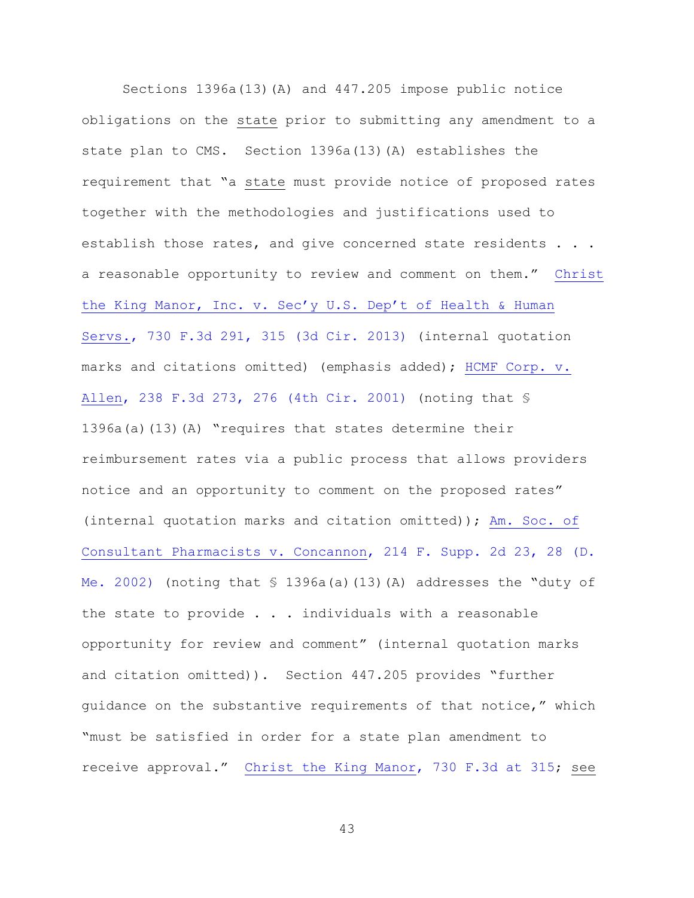Sections 1396a(13)(A) and 447.205 impose public notice obligations on the state prior to submitting any amendment to a state plan to CMS. Section 1396a(13)(A) establishes the requirement that "a state must provide notice of proposed rates together with the methodologies and justifications used to establish those rates, and give concerned state residents . . . a reasonable opportunity to review and comment on them." Christ the King Manor, Inc. v. Sec'y U.S. Dep't of Health & Human Servs., 730 F.3d 291, 315 (3d Cir. 2013) (internal quotation marks and citations omitted) (emphasis added); HCMF Corp. v. Allen, 238 F.3d 273, 276 (4th Cir. 2001) (noting that § 1396a(a)(13)(A) "requires that states determine their reimbursement rates via a public process that allows providers notice and an opportunity to comment on the proposed rates" (internal quotation marks and citation omitted)); Am. Soc. of Consultant Pharmacists v. Concannon, 214 F. Supp. 2d 23, 28 (D. Me. 2002) (noting that § 1396a(a)(13)(A) addresses the "duty of the state to provide . . . individuals with a reasonable opportunity for review and comment" (internal quotation marks and citation omitted)). Section 447.205 provides "further guidance on the substantive requirements of that notice," which "must be satisfied in order for a state plan amendment to receive approval." Christ the King Manor, 730 F.3d at 315; see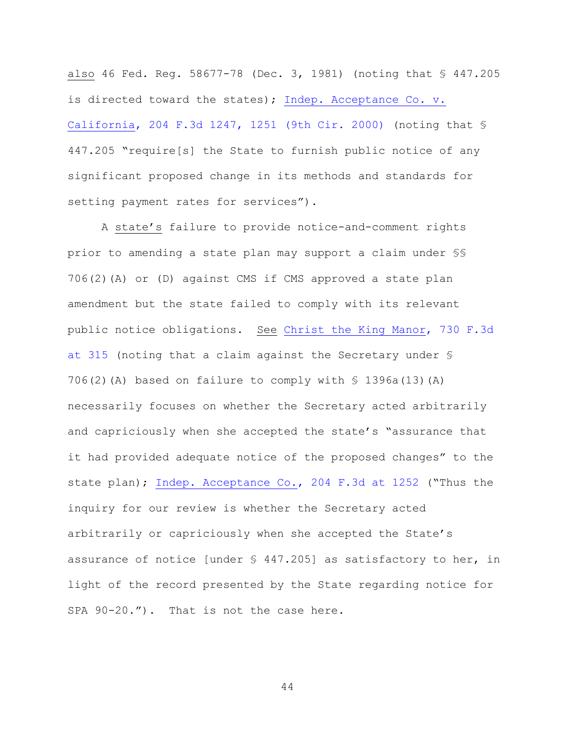also 46 Fed. Reg. 58677-78 (Dec. 3, 1981) (noting that § 447.205 is directed toward the states); Indep. Acceptance Co. v. California, 204 F.3d 1247, 1251 (9th Cir. 2000) (noting that § 447.205 "require[s] the State to furnish public notice of any significant proposed change in its methods and standards for setting payment rates for services").

A state's failure to provide notice-and-comment rights prior to amending a state plan may support a claim under §§ 706(2)(A) or (D) against CMS if CMS approved a state plan amendment but the state failed to comply with its relevant public notice obligations. See Christ the King Manor, 730 F.3d at 315 (noting that a claim against the Secretary under § 706(2)(A) based on failure to comply with § 1396a(13)(A) necessarily focuses on whether the Secretary acted arbitrarily and capriciously when she accepted the state's "assurance that it had provided adequate notice of the proposed changes" to the state plan); Indep. Acceptance Co., 204 F.3d at 1252 ("Thus the inquiry for our review is whether the Secretary acted arbitrarily or capriciously when she accepted the State's assurance of notice [under § 447.205] as satisfactory to her, in light of the record presented by the State regarding notice for SPA 90-20."). That is not the case here.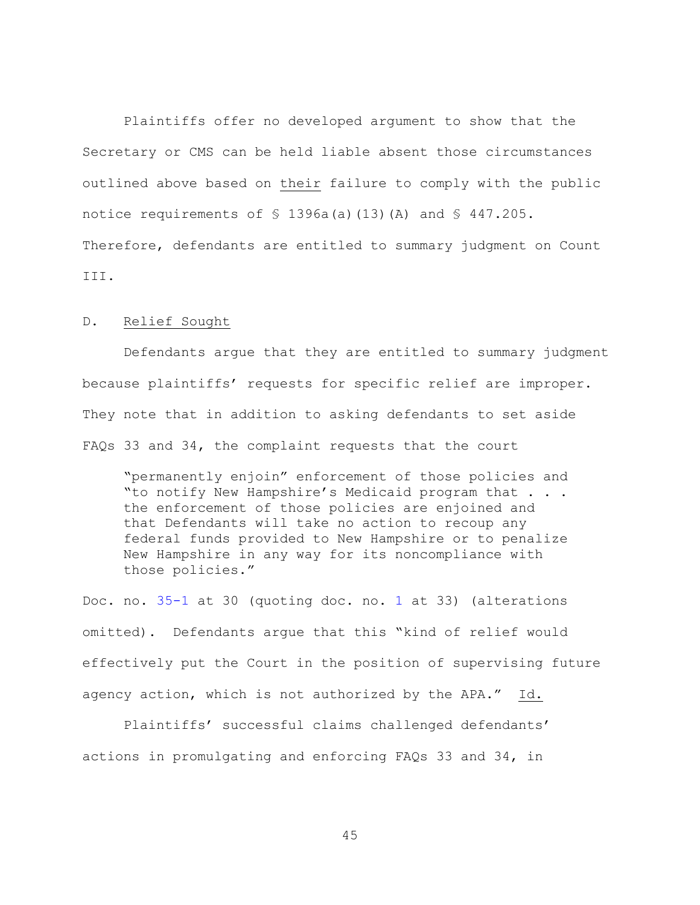Plaintiffs offer no developed argument to show that the Secretary or CMS can be held liable absent those circumstances outlined above based on their failure to comply with the public notice requirements of § 1396a(a)(13)(A) and § 447.205. Therefore, defendants are entitled to summary judgment on Count III.

D. Relief Sought

Defendants argue that they are entitled to summary judgment because plaintiffs' requests for specific relief are improper. They note that in addition to asking defendants to set aside FAQs 33 and 34, the complaint requests that the court

> "permanently enjoin" enforcement of those policies and "to notify New Hampshire's Medicaid program that . . . the enforcement of those policies are enjoined and that Defendants will take no action to recoup any federal funds provided to New Hampshire or to penalize New Hampshire in any way for its noncompliance with those policies."

Doc. no. 35-1 at 30 (quoting doc. no. 1 at 33) (alterations omitted). Defendants argue that this "kind of relief would effectively put the Court in the position of supervising future agency action, which is not authorized by the APA." Id.

Plaintiffs' successful claims challenged defendants' actions in promulgating and enforcing FAQs 33 and 34, in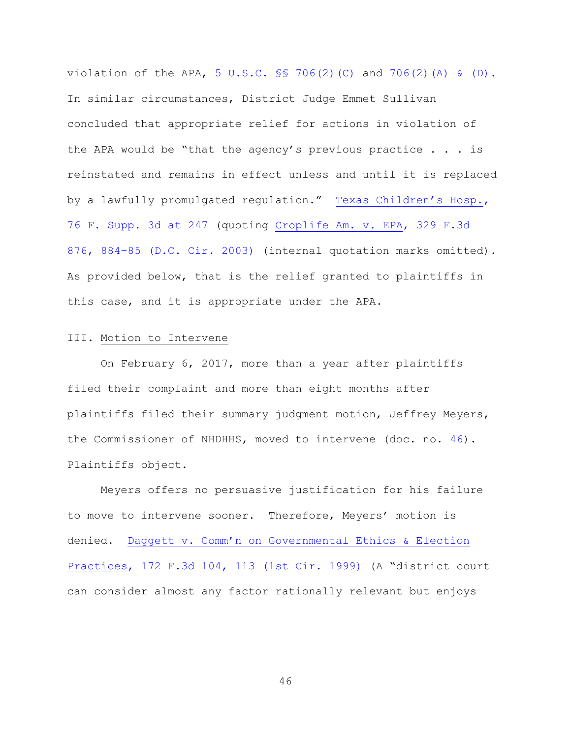violation of the APA, 5 U.S.C. §§ 706(2)(C) and 706(2)(A) & (D). In similar circumstances, District Judge Emmet Sullivan concluded that appropriate relief for actions in violation of the APA would be "that the agency's previous practice . . . is reinstated and remains in effect unless and until it is replaced by a lawfully promulgated regulation." Texas Children's Hosp., 76 F. Supp. 3d at 247 (quoting Croplife Am. v. EPA, 329 F.3d 876, 884–85 (D.C. Cir. 2003) (internal quotation marks omitted). As provided below, that is the relief granted to plaintiffs in this case, and it is appropriate under the APA.

## III. Motion to Intervene

On February 6, 2017, more than a year after plaintiffs filed their complaint and more than eight months after plaintiffs filed their summary judgment motion, Jeffrey Meyers, the Commissioner of NHDHHS, moved to intervene (doc. no. 46). Plaintiffs object.

Meyers offers no persuasive justification for his failure to move to intervene sooner. Therefore, Meyers' motion is denied. Daggett v. Comm'n on Governmental Ethics & Election Practices, 172 F.3d 104, 113 (1st Cir. 1999) (A "district court can consider almost any factor rationally relevant but enjoys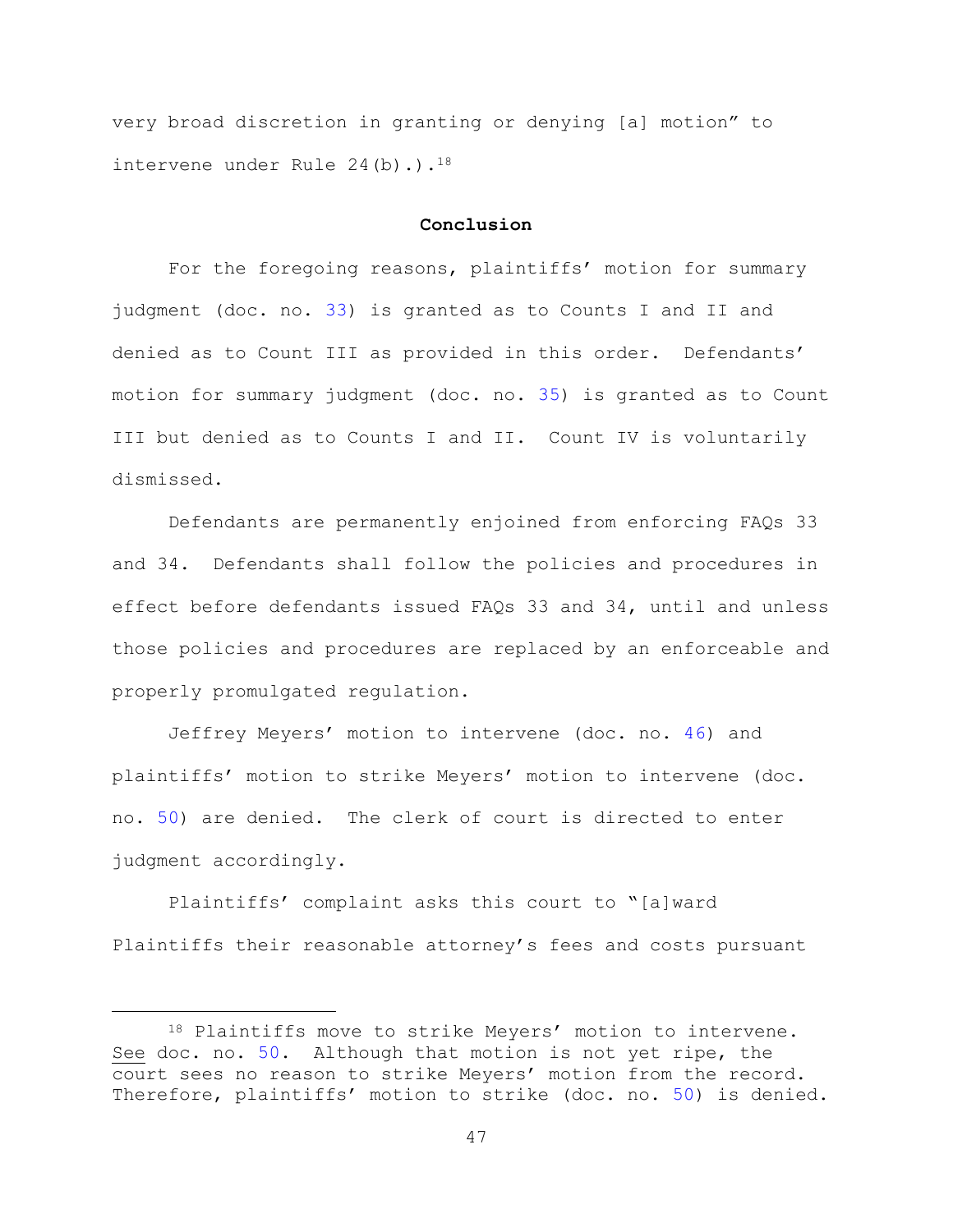very broad discretion in granting or denying [a] motion" to intervene under Rule 24(b).).[18]

**Conclusion**

For the foregoing reasons, plaintiffs' motion for summary judgment (doc. no. 33) is granted as to Counts I and II and denied as to Count III as provided in this order. Defendants' motion for summary judgment (doc. no. 35) is granted as to Count III but denied as to Counts I and II. Count IV is voluntarily dismissed.

Defendants are permanently enjoined from enforcing FAQs 33 and 34. Defendants shall follow the policies and procedures in effect before defendants issued FAQs 33 and 34, until and unless those policies and procedures are replaced by an enforceable and properly promulgated regulation.

Jeffrey Meyers' motion to intervene (doc. no. 46) and plaintiffs' motion to strike Meyers' motion to intervene (doc. no. 50) are denied. The clerk of court is directed to enter judgment accordingly.

Plaintiffs' complaint asks this court to "[a]ward Plaintiffs their reasonable attorney's fees and costs pursuant

---

[18] Plaintiffs move to strike Meyers' motion to intervene. See doc. no. 50. Although that motion is not yet ripe, the court sees no reason to strike Meyers' motion from the record. Therefore, plaintiffs' motion to strike (doc. no. 50) is denied.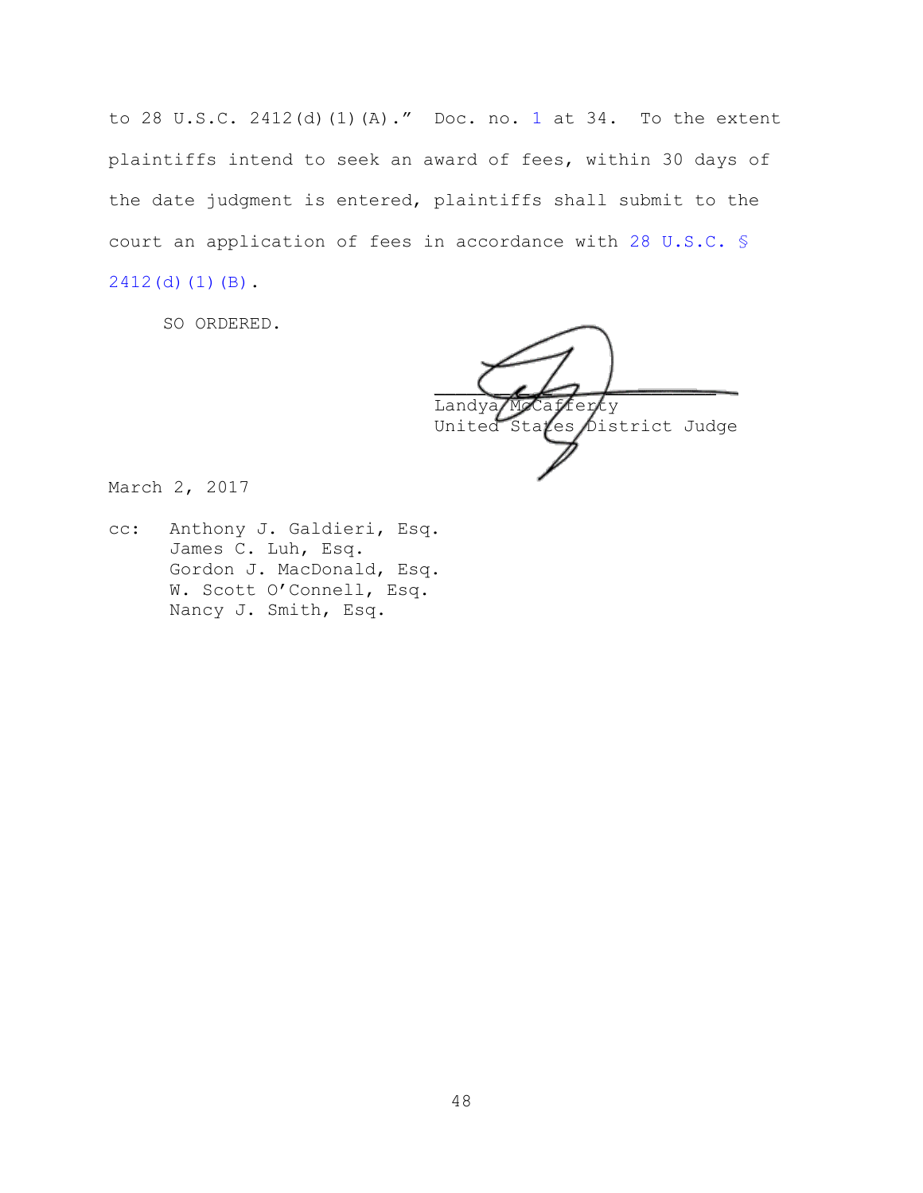to 28 U.S.C. 2412(d)(1)(A)." Doc. no. 1 at 34. To the extent plaintiffs intend to seek an award of fees, within 30 days of the date judgment is entered, plaintiffs shall submit to the court an application of fees in accordance with 28 U.S.C. § 2412(d)(1)(B).

SO ORDERED.

Landya McCafferty
United States District Judge

March 2, 2017

cc: Anthony J. Galdieri, Esq.
James C. Luh, Esq.
Gordon J. MacDonald, Esq.
W. Scott O'Connell, Esq.
Nancy J. Smith, Esq.